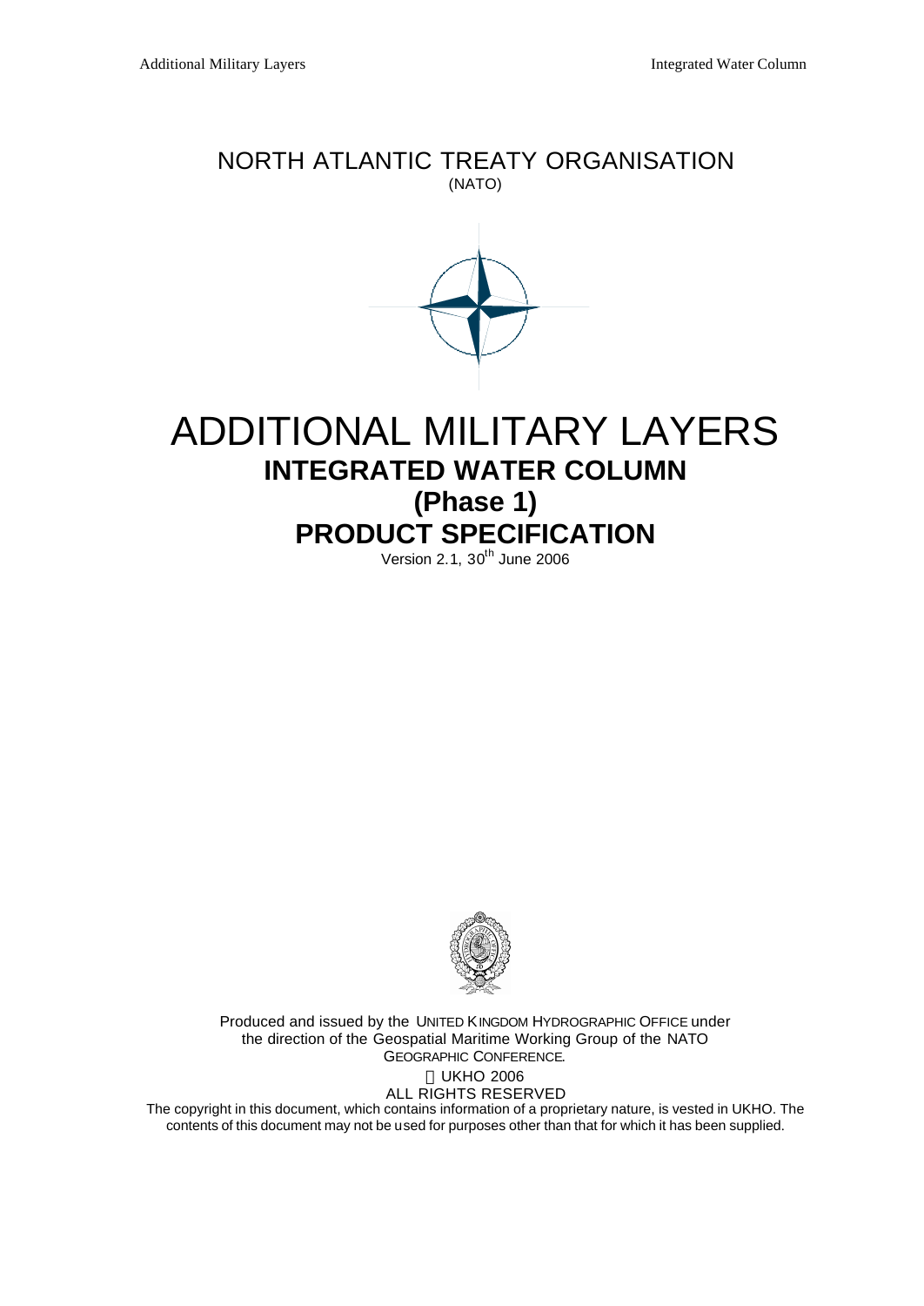# NORTH ATLANTIC TREATY ORGANISATION

(NATO)

# ADDITIONAL MILITARY LAYERS

## INTEGRATED WATER COLUMN

## (Phase 1)

## PRODUCT SPECIFICATION

Version 2.1, 30th June 2006

Produced and issued by the UNITED KINGDOM HYDROGRAPHIC OFFICE under the direction of the Geospatial Maritime Working Group of the NATO GEOGRAPHIC CONFERENCE.

© UKHO 2006

ALL RIGHTS RESERVED

The copyright in this document, which contains information of a proprietary nature, is vested in UKHO. The contents of this document may not be used for purposes other than that for which it has been supplied.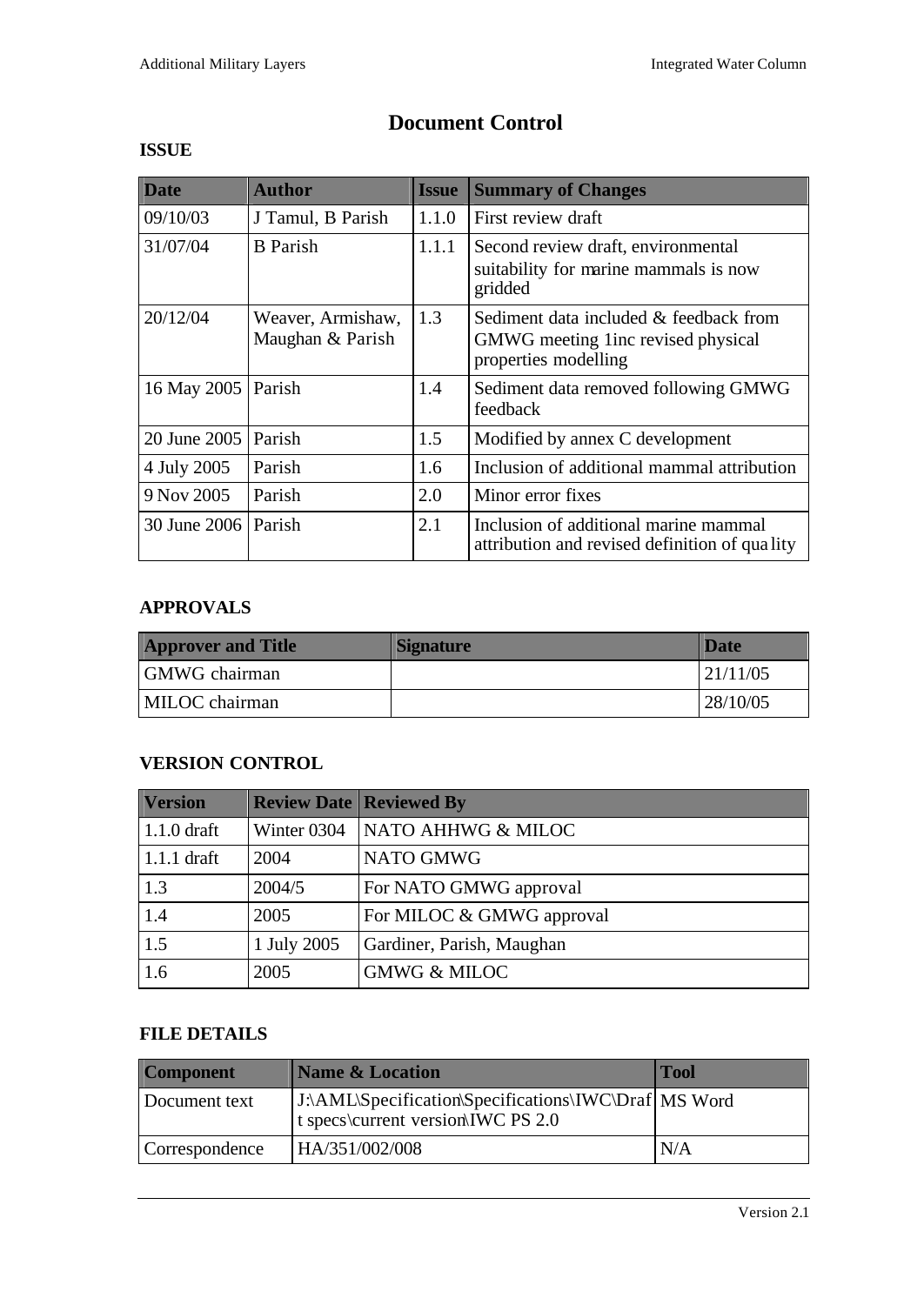# Document Control

### ISSUE

| Date | Author | Issue | Summary of Changes |
|---|---|---|---|
| 09/10/03 | J Tamul, B Parish | 1.1.0 | First review draft |
| 31/07/04 | B Parish | 1.1.1 | Second review draft, environmental suitability for marine mammals is now gridded |
| 20/12/04 | Weaver, Armishaw, Maughan & Parish | 1.3 | Sediment data included & feedback from GMWG meeting 1inc revised physical properties modelling |
| 16 May 2005 | Parish | 1.4 | Sediment data removed following GMWG feedback |
| 20 June 2005 | Parish | 1.5 | Modified by annex C development |
| 4 July 2005 | Parish | 1.6 | Inclusion of additional mammal attribution |
| 9 Nov 2005 | Parish | 2.0 | Minor error fixes |
| 30 June 2006 | Parish | 2.1 | Inclusion of additional marine mammal attribution and revised definition of quality |

### APPROVALS

| Approver and Title | Signature | Date |
|---|---|---|
| GMWG chairman | | 21/11/05 |
| MILOC chairman | | 28/10/05 |

### VERSION CONTROL

| Version | Review Date | Reviewed By |
|---|---|---|
| 1.1.0 draft | Winter 0304 | NATO AHHWG & MILOC |
| 1.1.1 draft | 2004 | NATO GMWG |
| 1.3 | 2004/5 | For NATO GMWG approval |
| 1.4 | 2005 | For MILOC & GMWG approval |
| 1.5 | 1 July 2005 | Gardiner, Parish, Maughan |
| 1.6 | 2005 | GMWG & MILOC |

### FILE DETAILS

| Component | Name & Location | Tool |
|---|---|---|
| Document text | J:\AML\Specification\Specifications\IWC\Draft specs\current version\IWC PS 2.0 | MS Word |
| Correspondence | HA/351/002/008 | N/A |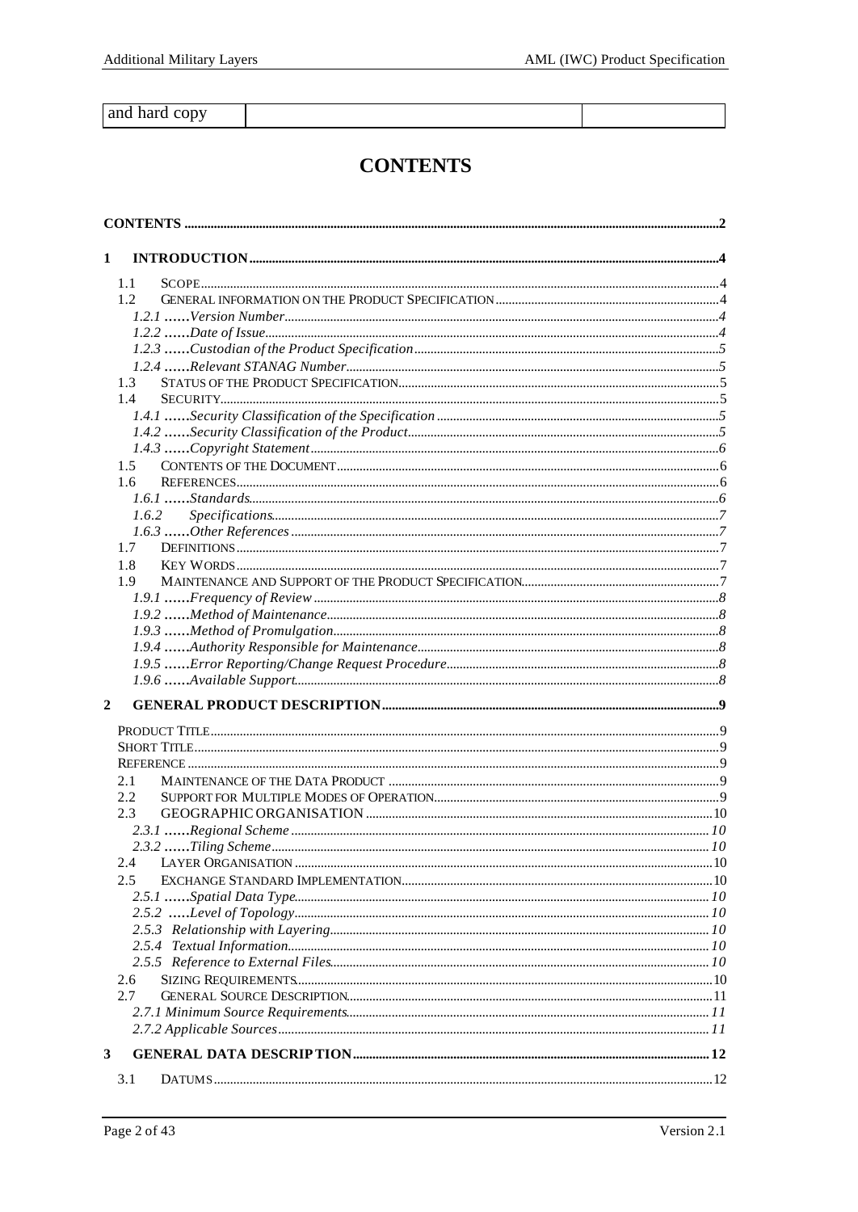| and hard copy | | |
|---|---|---|

# CONTENTS

CONTENTS ....................................................................................................................................2

1 INTRODUCTION ....................................................................................................................4

- 1.1 SCOPE ....................................................................................................................4
- 1.2 GENERAL INFORMATION ON THE PRODUCT SPECIFICATION ....................................4
  - *1.2.1 ......Version Number ......................................................................................4*
  - *1.2.2 ......Date of Issue ..........................................................................................4*
  - *1.2.3 ......Custodian of the Product Specification ..........................................................5*
  - *1.2.4 ......Relevant STANAG Number ..........................................................................5*
- 1.3 STATUS OF THE PRODUCT SPECIFICATION ..............................................................5
- 1.4 SECURITY ..................................................................................................................5
  - *1.4.1 ......Security Classification of the Specification ....................................................5*
  - *1.4.2 ......Security Classification of the Product ...........................................................5*
  - *1.4.3 ......Copyright Statement ..................................................................................6*
- 1.5 CONTENTS OF THE DOCUMENT ................................................................................6
- 1.6 REFERENCES ..............................................................................................................6
  - *1.6.1 ......Standards ...............................................................................................6*
  - *1.6.2 Specifications ...........................................................................................7*
  - *1.6.3 ......Other References ......................................................................................7*
- 1.7 DEFINITIONS ..............................................................................................................7
- 1.8 KEY WORDS ...............................................................................................................7
- 1.9 MAINTENANCE AND SUPPORT OF THE PRODUCT SPECIFICATION ................................7
  - *1.9.1 ......Frequency of Review .................................................................................8*
  - *1.9.2 ......Method of Maintenance ..............................................................................8*
  - *1.9.3 ......Method of Promulgation .............................................................................8*
  - *1.9.4 ......Authority Responsible for Maintenance ........................................................8*
  - *1.9.5 ......Error Reporting/Change Request Procedure ...................................................8*
  - *1.9.6 ......Available Support .....................................................................................8*

2 GENERAL PRODUCT DESCRIPTION ......................................................................................9

- PRODUCT TITLE ...............................................................................................................9
- SHORT TITLE ...................................................................................................................9
- REFERENCE .....................................................................................................................9
- 2.1 MAINTENANCE OF THE DATA PRODUCT .....................................................................9
- 2.2 SUPPORT FOR MULTIPLE MODES OF OPERATION .......................................................9
- 2.3 GEOGRAPHIC ORGANISATION ................................................................................10
  - *2.3.1 ......Regional Scheme ....................................................................................10*
  - *2.3.2 ......Tiling Scheme .........................................................................................10*
- 2.4 LAYER ORGANISATION .........................................................................................10
- 2.5 EXCHANGE STANDARD IMPLEMENTATION ..............................................................10
  - *2.5.1 ......Spatial Data Type .....................................................................................10*
  - *2.5.2 .....Level of Topology ......................................................................................10*
  - *2.5.3 Relationship with Layering ..............................................................................10*
  - *2.5.4 Textual Information ........................................................................................10*
  - *2.5.5 Reference to External Files ..............................................................................10*
- 2.6 SIZING REQUIREMENTS ..........................................................................................10
- 2.7 GENERAL SOURCE DESCRIPTION ............................................................................11
  - *2.7.1 Minimum Source Requirements ..........................................................................11*
  - *2.7.2 Applicable Sources ..........................................................................................11*

3 GENERAL DATA DESCRIPTION ...........................................................................................12

- 3.1 DATUMS .................................................................................................................12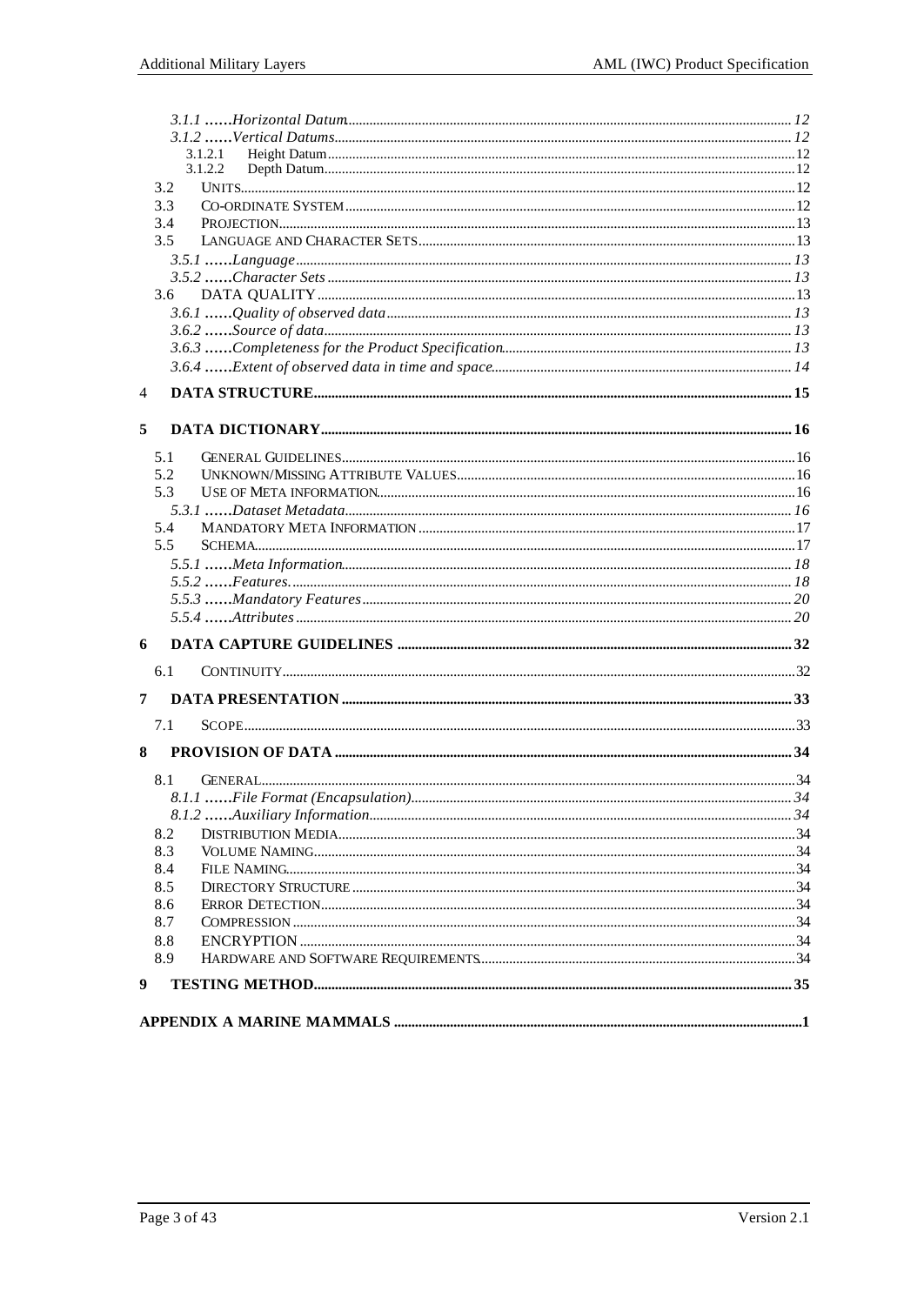3.1.1 ……Horizontal Datum ........ 12
3.1.2 ……Vertical Datums ........ 12
3.1.2.1 Height Datum ........ 12
3.1.2.2 Depth Datum ........ 12
3.2 UNITS ........ 12
3.3 CO-ORDINATE SYSTEM ........ 12
3.4 PROJECTION ........ 13
3.5 LANGUAGE AND CHARACTER SETS ........ 13
3.5.1 ……Language ........ 13
3.5.2 ……Character Sets ........ 13
3.6 DATA QUALITY ........ 13
3.6.1 ……Quality of observed data ........ 13
3.6.2 ……Source of data ........ 13
3.6.3 ……Completeness for the Product Specification ........ 13
3.6.4 ……Extent of observed data in time and space ........ 14

4 DATA STRUCTURE ........ 15

5 DATA DICTIONARY ........ 16
5.1 GENERAL GUIDELINES ........ 16
5.2 UNKNOWN/MISSING ATTRIBUTE VALUES ........ 16
5.3 USE OF META INFORMATION ........ 16
5.3.1 ……Dataset Metadata ........ 16
5.4 MANDATORY META INFORMATION ........ 17
5.5 SCHEMA ........ 17
5.5.1 ……Meta Information ........ 18
5.5.2 ……Features. ........ 18
5.5.3 ……Mandatory Features ........ 20
5.5.4 ……Attributes ........ 20

6 DATA CAPTURE GUIDELINES ........ 32
6.1 CONTINUITY ........ 32

7 DATA PRESENTATION ........ 33
7.1 SCOPE ........ 33

8 PROVISION OF DATA ........ 34
8.1 GENERAL ........ 34
8.1.1 ……File Format (Encapsulation) ........ 34
8.1.2 ……Auxiliary Information ........ 34
8.2 DISTRIBUTION MEDIA ........ 34
8.3 VOLUME NAMING ........ 34
8.4 FILE NAMING ........ 34
8.5 DIRECTORY STRUCTURE ........ 34
8.6 ERROR DETECTION ........ 34
8.7 COMPRESSION ........ 34
8.8 ENCRYPTION ........ 34
8.9 HARDWARE AND SOFTWARE REQUIREMENTS ........ 34

9 TESTING METHOD ........ 35

APPENDIX A MARINE MAMMALS ........ 1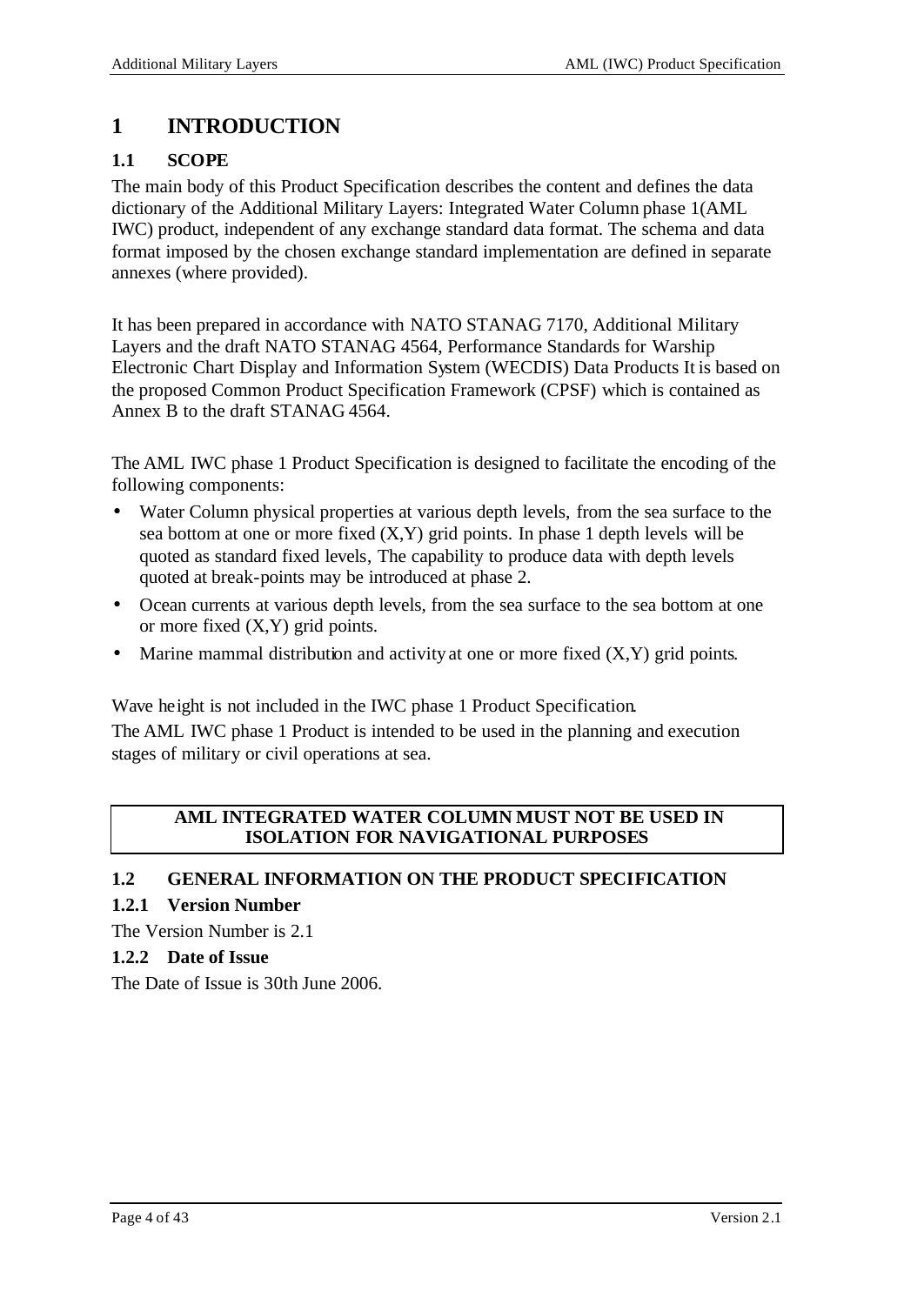# 1 INTRODUCTION

## 1.1 SCOPE

The main body of this Product Specification describes the content and defines the data dictionary of the Additional Military Layers: Integrated Water Column phase 1(AML IWC) product, independent of any exchange standard data format. The schema and data format imposed by the chosen exchange standard implementation are defined in separate annexes (where provided).

It has been prepared in accordance with NATO STANAG 7170, Additional Military Layers and the draft NATO STANAG 4564, Performance Standards for Warship Electronic Chart Display and Information System (WECDIS) Data Products It is based on the proposed Common Product Specification Framework (CPSF) which is contained as Annex B to the draft STANAG 4564.

The AML IWC phase 1 Product Specification is designed to facilitate the encoding of the following components:

- Water Column physical properties at various depth levels, from the sea surface to the sea bottom at one or more fixed (X,Y) grid points. In phase 1 depth levels will be quoted as standard fixed levels, The capability to produce data with depth levels quoted at break-points may be introduced at phase 2.
- Ocean currents at various depth levels, from the sea surface to the sea bottom at one or more fixed (X,Y) grid points.
- Marine mammal distribution and activity at one or more fixed (X,Y) grid points.

Wave height is not included in the IWC phase 1 Product Specification.

The AML IWC phase 1 Product is intended to be used in the planning and execution stages of military or civil operations at sea.

**AML INTEGRATED WATER COLUMN MUST NOT BE USED IN ISOLATION FOR NAVIGATIONAL PURPOSES**

## 1.2 GENERAL INFORMATION ON THE PRODUCT SPECIFICATION

### 1.2.1 Version Number

The Version Number is 2.1

### 1.2.2 Date of Issue

The Date of Issue is 30th June 2006.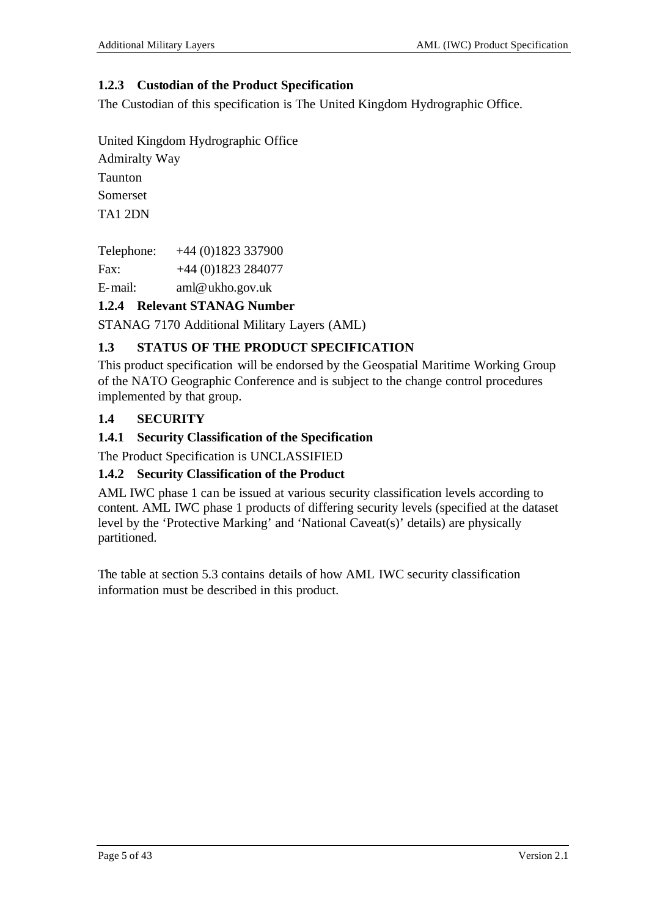### 1.2.3 Custodian of the Product Specification

The Custodian of this specification is The United Kingdom Hydrographic Office.

United Kingdom Hydrographic Office
Admiralty Way
Taunton
Somerset
TA1 2DN

Telephone: +44 (0)1823 337900
Fax: +44 (0)1823 284077
E-mail: aml@ukho.gov.uk

### 1.2.4 Relevant STANAG Number

STANAG 7170 Additional Military Layers (AML)

## 1.3 STATUS OF THE PRODUCT SPECIFICATION

This product specification will be endorsed by the Geospatial Maritime Working Group of the NATO Geographic Conference and is subject to the change control procedures implemented by that group.

## 1.4 SECURITY

### 1.4.1 Security Classification of the Specification

The Product Specification is UNCLASSIFIED

### 1.4.2 Security Classification of the Product

AML IWC phase 1 can be issued at various security classification levels according to content. AML IWC phase 1 products of differing security levels (specified at the dataset level by the 'Protective Marking' and 'National Caveat(s)' details) are physically partitioned.

The table at section 5.3 contains details of how AML IWC security classification information must be described in this product.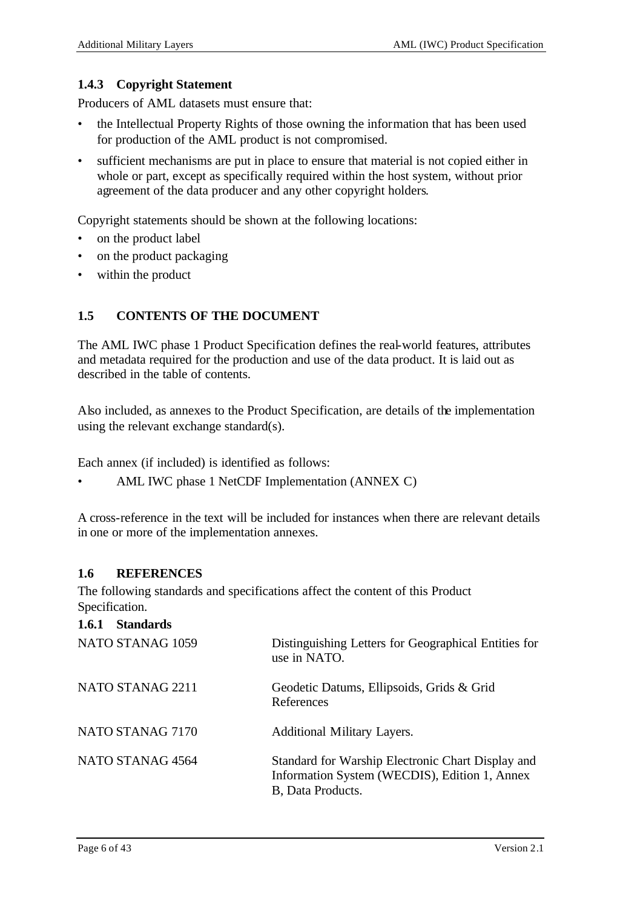### 1.4.3 Copyright Statement

Producers of AML datasets must ensure that:

- the Intellectual Property Rights of those owning the information that has been used for production of the AML product is not compromised.
- sufficient mechanisms are put in place to ensure that material is not copied either in whole or part, except as specifically required within the host system, without prior agreement of the data producer and any other copyright holders.

Copyright statements should be shown at the following locations:

- on the product label
- on the product packaging
- within the product

## 1.5 CONTENTS OF THE DOCUMENT

The AML IWC phase 1 Product Specification defines the real-world features, attributes and metadata required for the production and use of the data product. It is laid out as described in the table of contents.

Also included, as annexes to the Product Specification, are details of the implementation using the relevant exchange standard(s).

Each annex (if included) is identified as follows:

- AML IWC phase 1 NetCDF Implementation (ANNEX C)

A cross-reference in the text will be included for instances when there are relevant details in one or more of the implementation annexes.

## 1.6 REFERENCES

The following standards and specifications affect the content of this Product Specification.

### 1.6.1 Standards

| | |
|---|---|
| NATO STANAG 1059 | Distinguishing Letters for Geographical Entities for use in NATO. |
| NATO STANAG 2211 | Geodetic Datums, Ellipsoids, Grids & Grid References |
| NATO STANAG 7170 | Additional Military Layers. |
| NATO STANAG 4564 | Standard for Warship Electronic Chart Display and Information System (WECDIS), Edition 1, Annex B, Data Products. |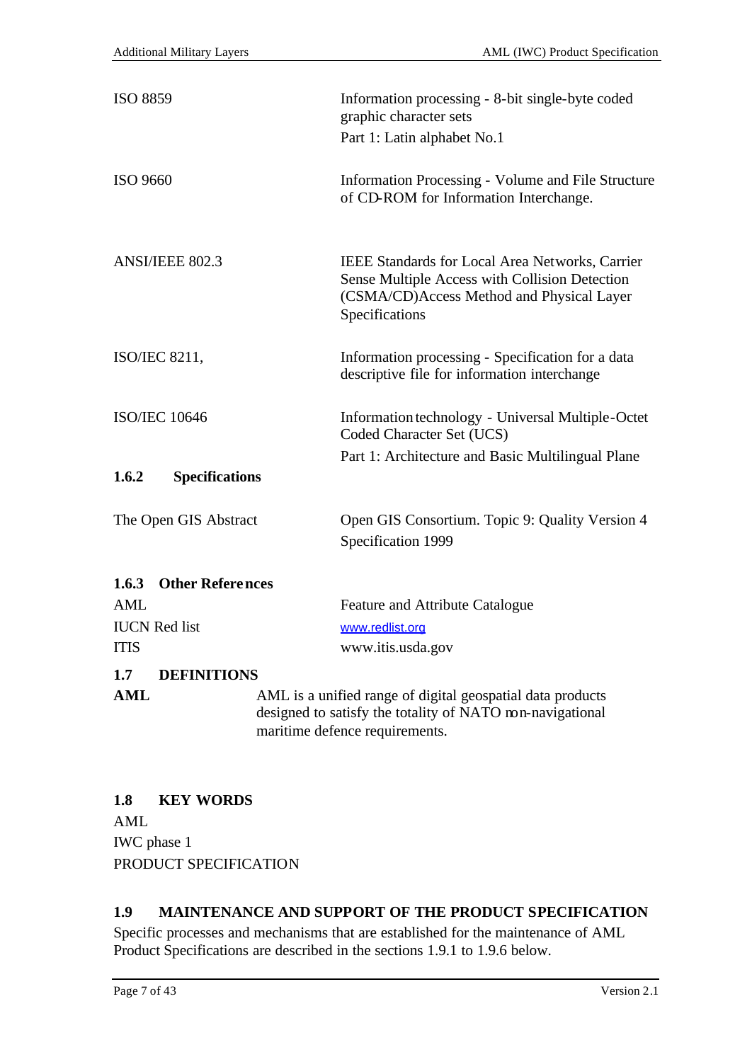| | |
|---|---|
| ISO 8859 | Information processing - 8-bit single-byte coded graphic character sets<br>Part 1: Latin alphabet No.1 |
| ISO 9660 | Information Processing - Volume and File Structure of CD-ROM for Information Interchange. |
| ANSI/IEEE 802.3 | IEEE Standards for Local Area Networks, Carrier Sense Multiple Access with Collision Detection (CSMA/CD)Access Method and Physical Layer Specifications |
| ISO/IEC 8211, | Information processing - Specification for a data descriptive file for information interchange |
| ISO/IEC 10646 | Information technology - Universal Multiple-Octet Coded Character Set (UCS)<br>Part 1: Architecture and Basic Multilingual Plane |

### 1.6.2 Specifications

| | |
|---|---|
| The Open GIS Abstract | Open GIS Consortium. Topic 9: Quality Version 4 Specification 1999 |

### 1.6.3 Other References

| | |
|---|---|
| AML | Feature and Attribute Catalogue |
| IUCN Red list | www.redlist.org |
| ITIS | www.itis.usda.gov |

## 1.7 DEFINITIONS

**AML** AML is a unified range of digital geospatial data products designed to satisfy the totality of NATO non-navigational maritime defence requirements.

## 1.8 KEY WORDS

AML
IWC phase 1
PRODUCT SPECIFICATION

## 1.9 MAINTENANCE AND SUPPORT OF THE PRODUCT SPECIFICATION

Specific processes and mechanisms that are established for the maintenance of AML Product Specifications are described in the sections 1.9.1 to 1.9.6 below.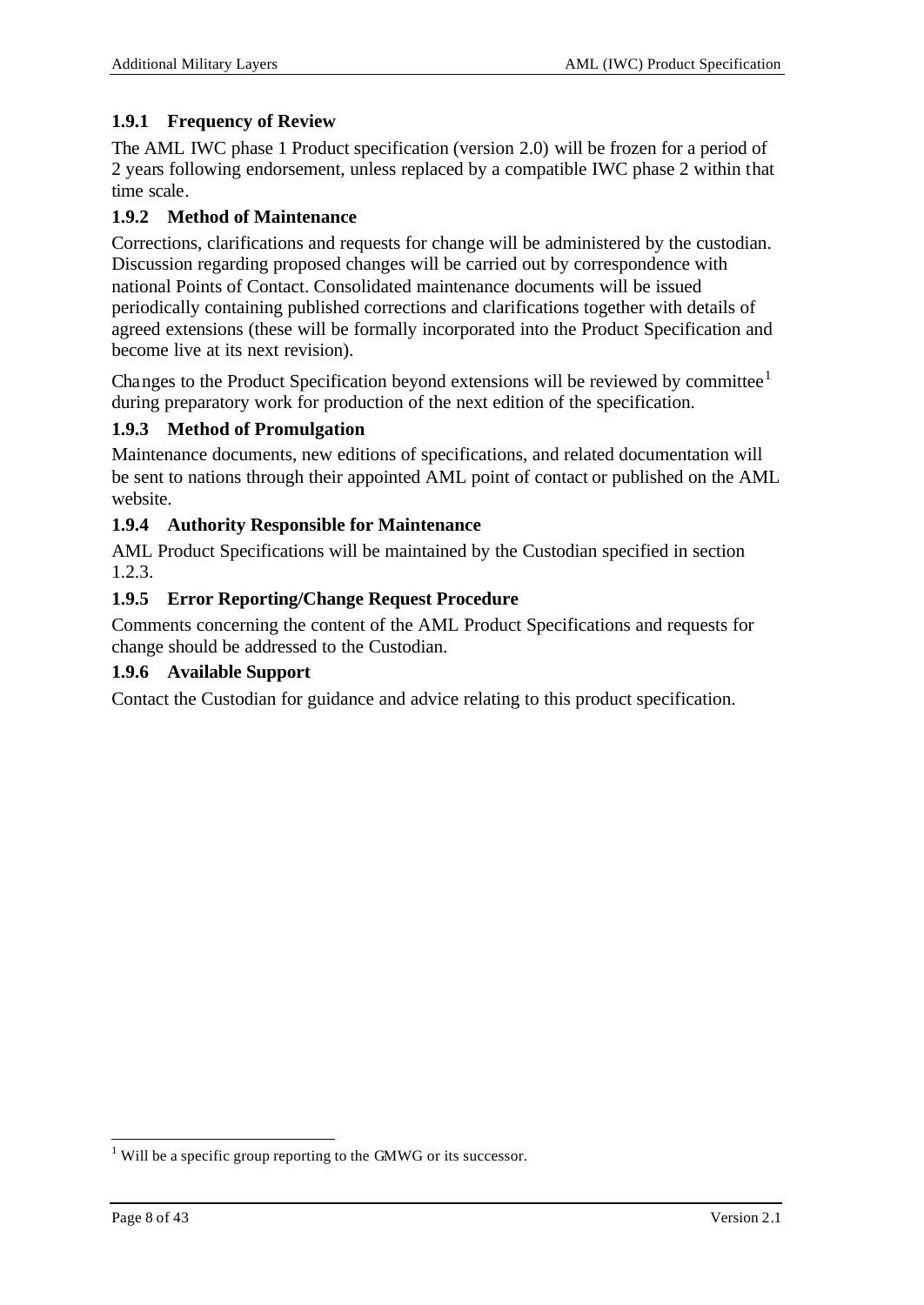### 1.9.1 Frequency of Review

The AML IWC phase 1 Product specification (version 2.0) will be frozen for a period of 2 years following endorsement, unless replaced by a compatible IWC phase 2 within that time scale.

### 1.9.2 Method of Maintenance

Corrections, clarifications and requests for change will be administered by the custodian. Discussion regarding proposed changes will be carried out by correspondence with national Points of Contact. Consolidated maintenance documents will be issued periodically containing published corrections and clarifications together with details of agreed extensions (these will be formally incorporated into the Product Specification and become live at its next revision).

Changes to the Product Specification beyond extensions will be reviewed by committee[1] during preparatory work for production of the next edition of the specification.

### 1.9.3 Method of Promulgation

Maintenance documents, new editions of specifications, and related documentation will be sent to nations through their appointed AML point of contact or published on the AML website.

### 1.9.4 Authority Responsible for Maintenance

AML Product Specifications will be maintained by the Custodian specified in section 1.2.3.

### 1.9.5 Error Reporting/Change Request Procedure

Comments concerning the content of the AML Product Specifications and requests for change should be addressed to the Custodian.

### 1.9.6 Available Support

Contact the Custodian for guidance and advice relating to this product specification.

---

[1] Will be a specific group reporting to the GMWG or its successor.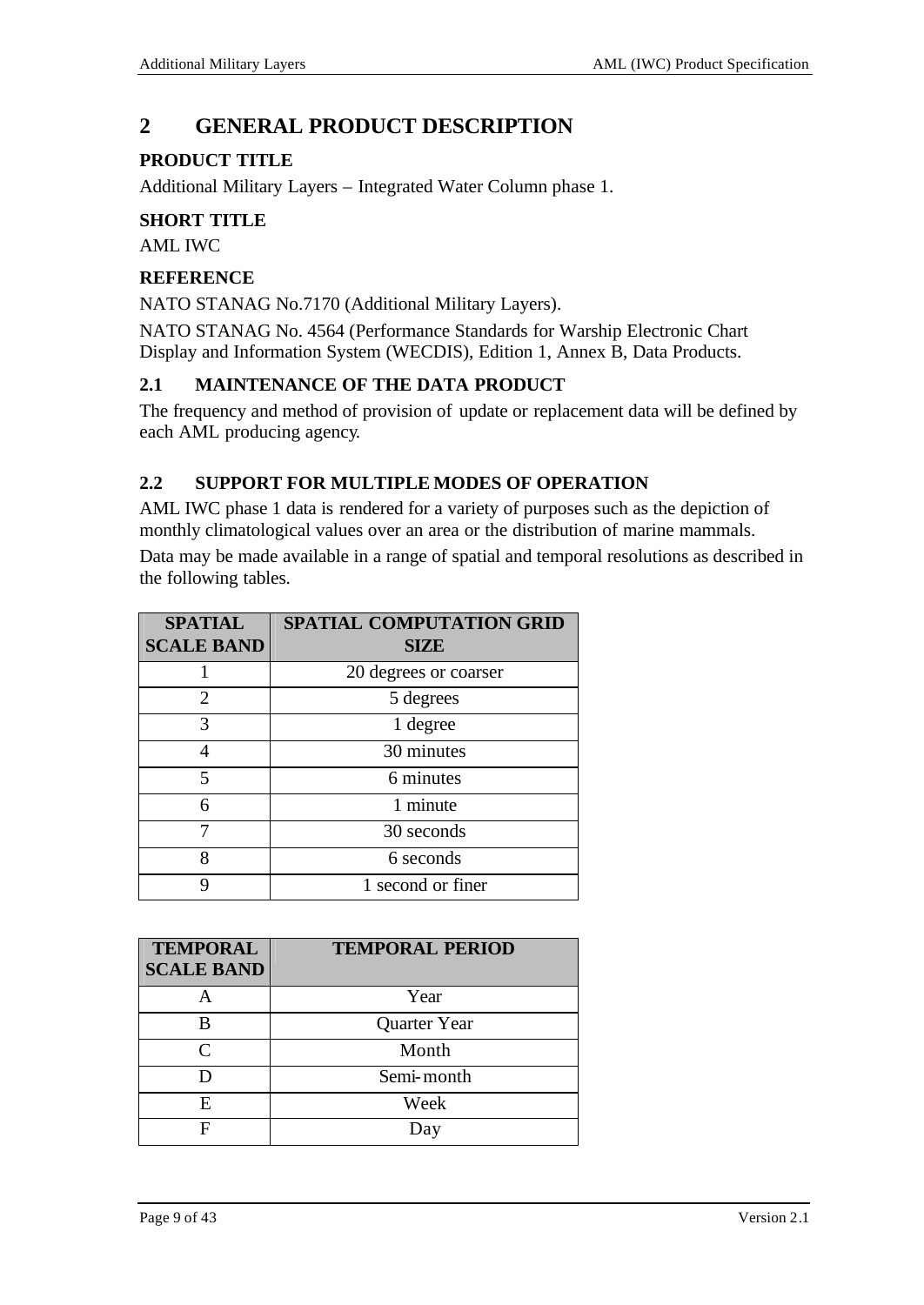# 2 GENERAL PRODUCT DESCRIPTION

**PRODUCT TITLE**

Additional Military Layers – Integrated Water Column phase 1.

**SHORT TITLE**

AML IWC

**REFERENCE**

NATO STANAG No.7170 (Additional Military Layers).

NATO STANAG No. 4564 (Performance Standards for Warship Electronic Chart Display and Information System (WECDIS), Edition 1, Annex B, Data Products.

## 2.1 MAINTENANCE OF THE DATA PRODUCT

The frequency and method of provision of update or replacement data will be defined by each AML producing agency.

## 2.2 SUPPORT FOR MULTIPLE MODES OF OPERATION

AML IWC phase 1 data is rendered for a variety of purposes such as the depiction of monthly climatological values over an area or the distribution of marine mammals.

Data may be made available in a range of spatial and temporal resolutions as described in the following tables.

| SPATIAL SCALE BAND | SPATIAL COMPUTATION GRID SIZE |
|---|---|
| 1 | 20 degrees or coarser |
| 2 | 5 degrees |
| 3 | 1 degree |
| 4 | 30 minutes |
| 5 | 6 minutes |
| 6 | 1 minute |
| 7 | 30 seconds |
| 8 | 6 seconds |
| 9 | 1 second or finer |

| TEMPORAL SCALE BAND | TEMPORAL PERIOD |
|---|---|
| A | Year |
| B | Quarter Year |
| C | Month |
| D | Semi-month |
| E | Week |
| F | Day |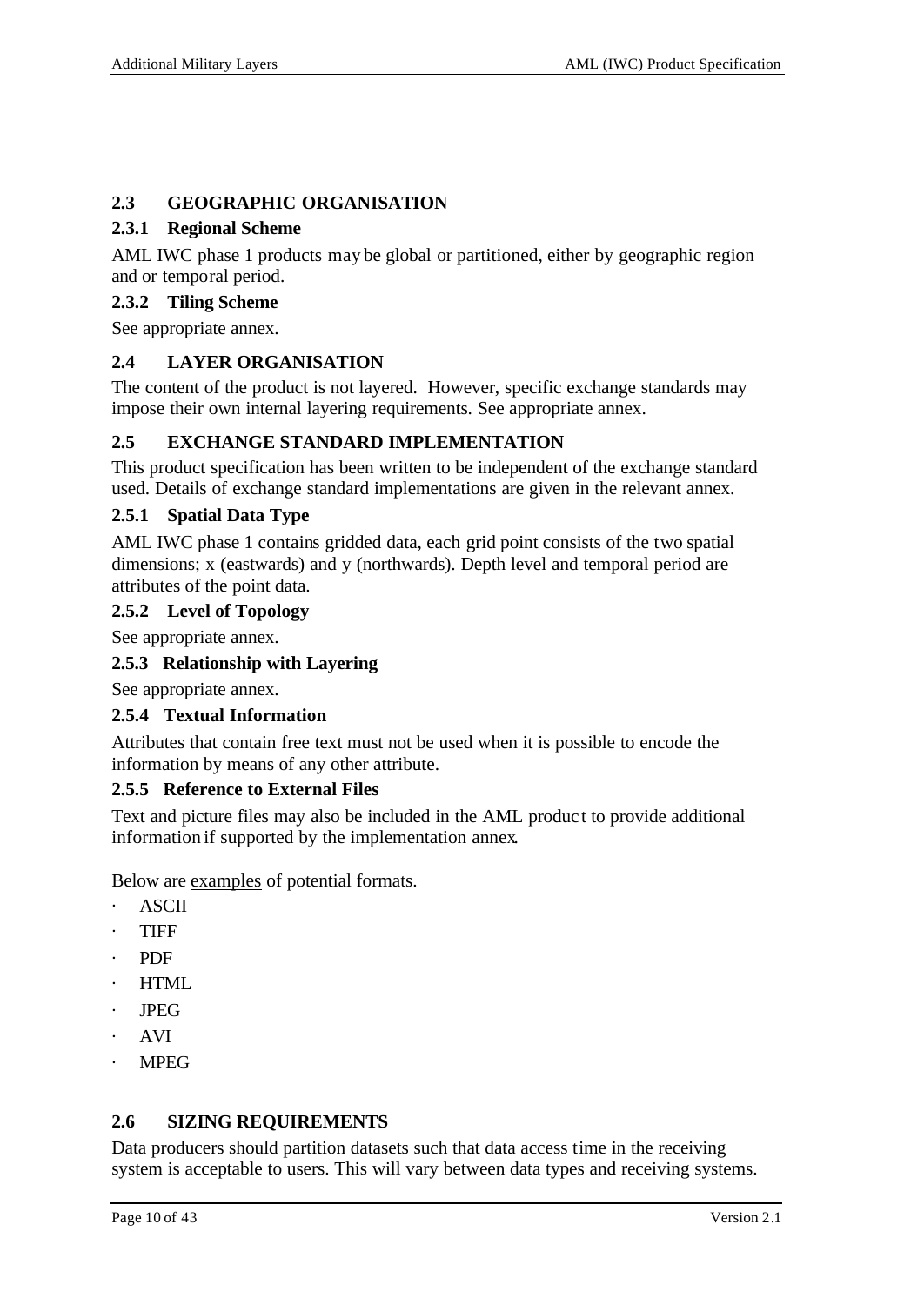## 2.3 GEOGRAPHIC ORGANISATION

### 2.3.1 Regional Scheme

AML IWC phase 1 products may be global or partitioned, either by geographic region and or temporal period.

### 2.3.2 Tiling Scheme

See appropriate annex.

## 2.4 LAYER ORGANISATION

The content of the product is not layered. However, specific exchange standards may impose their own internal layering requirements. See appropriate annex.

## 2.5 EXCHANGE STANDARD IMPLEMENTATION

This product specification has been written to be independent of the exchange standard used. Details of exchange standard implementations are given in the relevant annex.

### 2.5.1 Spatial Data Type

AML IWC phase 1 contains gridded data, each grid point consists of the two spatial dimensions; x (eastwards) and y (northwards). Depth level and temporal period are attributes of the point data.

### 2.5.2 Level of Topology

See appropriate annex.

### 2.5.3 Relationship with Layering

See appropriate annex.

### 2.5.4 Textual Information

Attributes that contain free text must not be used when it is possible to encode the information by means of any other attribute.

### 2.5.5 Reference to External Files

Text and picture files may also be included in the AML product to provide additional information if supported by the implementation annex.

Below are <u>examples</u> of potential formats.

- ASCII
- TIFF
- PDF
- HTML
- JPEG
- AVI
- MPEG

## 2.6 SIZING REQUIREMENTS

Data producers should partition datasets such that data access time in the receiving system is acceptable to users. This will vary between data types and receiving systems.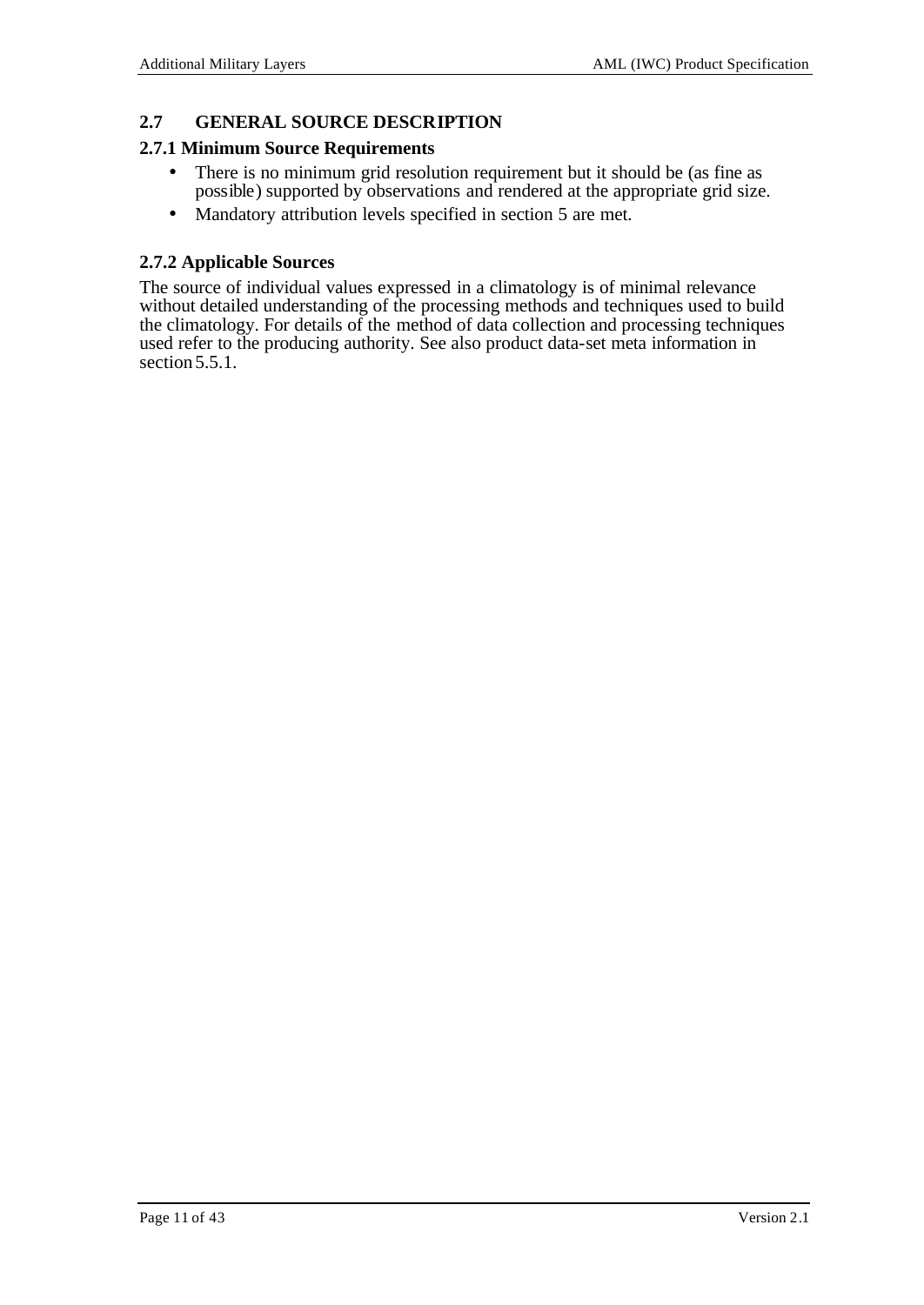## 2.7 GENERAL SOURCE DESCRIPTION

### 2.7.1 Minimum Source Requirements

- There is no minimum grid resolution requirement but it should be (as fine as possible) supported by observations and rendered at the appropriate grid size.
- Mandatory attribution levels specified in section 5 are met.

### 2.7.2 Applicable Sources

The source of individual values expressed in a climatology is of minimal relevance without detailed understanding of the processing methods and techniques used to build the climatology. For details of the method of data collection and processing techniques used refer to the producing authority. See also product data-set meta information in section 5.5.1.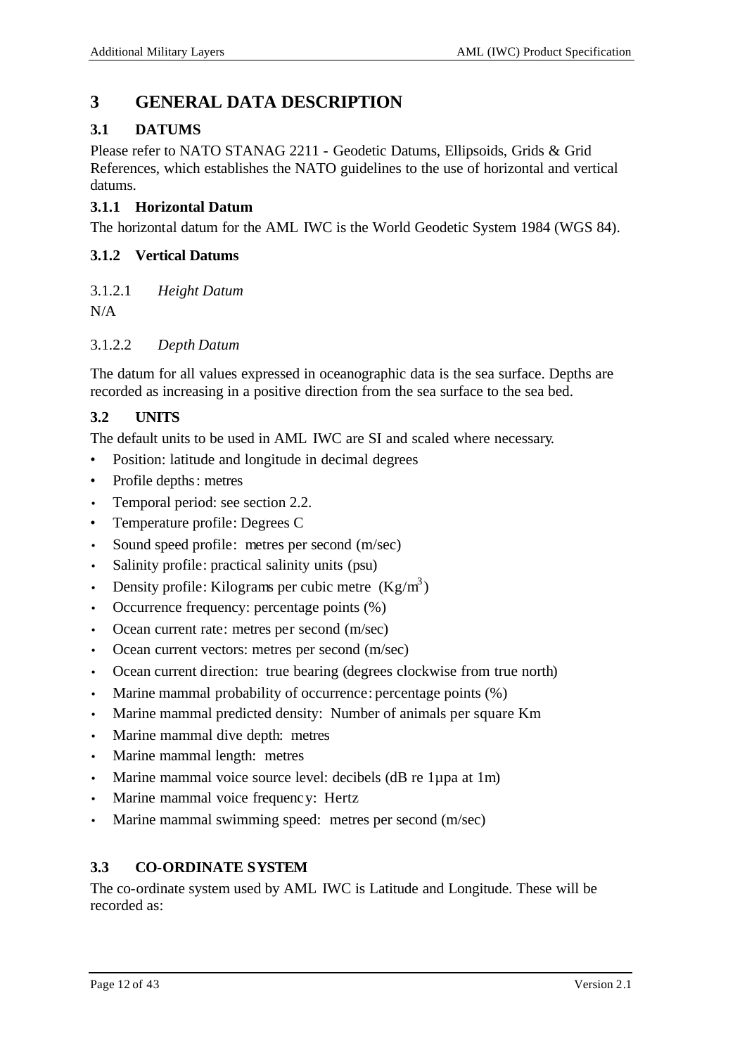# 3 GENERAL DATA DESCRIPTION

## 3.1 DATUMS

Please refer to NATO STANAG 2211 - Geodetic Datums, Ellipsoids, Grids & Grid References, which establishes the NATO guidelines to the use of horizontal and vertical datums.

### 3.1.1 Horizontal Datum

The horizontal datum for the AML IWC is the World Geodetic System 1984 (WGS 84).

### 3.1.2 Vertical Datums

#### 3.1.2.1 *Height Datum*

N/A

#### 3.1.2.2 *Depth Datum*

The datum for all values expressed in oceanographic data is the sea surface. Depths are recorded as increasing in a positive direction from the sea surface to the sea bed.

## 3.2 UNITS

The default units to be used in AML IWC are SI and scaled where necessary.

- Position: latitude and longitude in decimal degrees
- Profile depths: metres
- Temporal period: see section 2.2.
- Temperature profile: Degrees C
- Sound speed profile: metres per second (m/sec)
- Salinity profile: practical salinity units (psu)
- Density profile: Kilograms per cubic metre ($Kg/m^3$)
- Occurrence frequency: percentage points (%)
- Ocean current rate: metres per second (m/sec)
- Ocean current vectors: metres per second (m/sec)
- Ocean current direction: true bearing (degrees clockwise from true north)
- Marine mammal probability of occurrence: percentage points (%)
- Marine mammal predicted density: Number of animals per square Km
- Marine mammal dive depth: metres
- Marine mammal length: metres
- Marine mammal voice source level: decibels (dB re 1µpa at 1m)
- Marine mammal voice frequency: Hertz
- Marine mammal swimming speed: metres per second (m/sec)

## 3.3 CO-ORDINATE SYSTEM

The co-ordinate system used by AML IWC is Latitude and Longitude. These will be recorded as: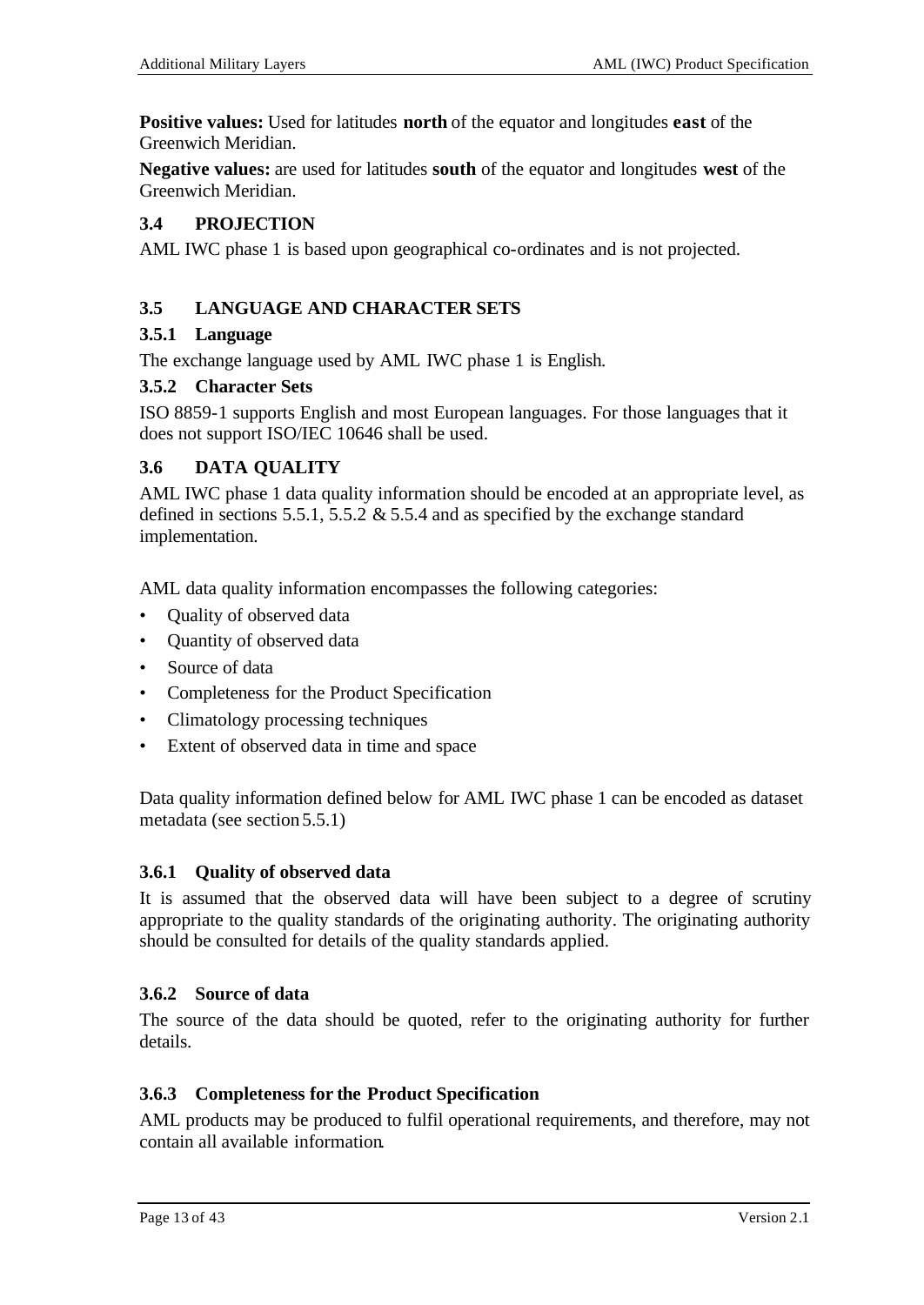**Positive values:** Used for latitudes **north** of the equator and longitudes **east** of the Greenwich Meridian.

**Negative values:** are used for latitudes **south** of the equator and longitudes **west** of the Greenwich Meridian.

## 3.4 PROJECTION

AML IWC phase 1 is based upon geographical co-ordinates and is not projected.

## 3.5 LANGUAGE AND CHARACTER SETS

### 3.5.1 Language

The exchange language used by AML IWC phase 1 is English.

### 3.5.2 Character Sets

ISO 8859-1 supports English and most European languages. For those languages that it does not support ISO/IEC 10646 shall be used.

## 3.6 DATA QUALITY

AML IWC phase 1 data quality information should be encoded at an appropriate level, as defined in sections 5.5.1, 5.5.2 & 5.5.4 and as specified by the exchange standard implementation.

AML data quality information encompasses the following categories:

- Quality of observed data
- Quantity of observed data
- Source of data
- Completeness for the Product Specification
- Climatology processing techniques
- Extent of observed data in time and space

Data quality information defined below for AML IWC phase 1 can be encoded as dataset metadata (see section 5.5.1)

### 3.6.1 Quality of observed data

It is assumed that the observed data will have been subject to a degree of scrutiny appropriate to the quality standards of the originating authority. The originating authority should be consulted for details of the quality standards applied.

### 3.6.2 Source of data

The source of the data should be quoted, refer to the originating authority for further details.

### 3.6.3 Completeness for the Product Specification

AML products may be produced to fulfil operational requirements, and therefore, may not contain all available information.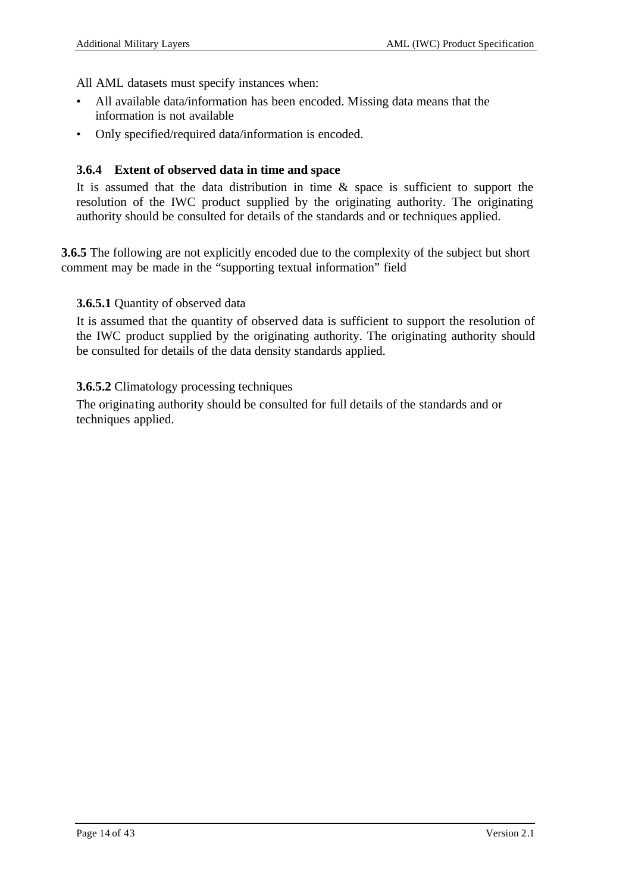All AML datasets must specify instances when:

- All available data/information has been encoded. Missing data means that the information is not available
- Only specified/required data/information is encoded.

### 3.6.4 Extent of observed data in time and space

It is assumed that the data distribution in time & space is sufficient to support the resolution of the IWC product supplied by the originating authority. The originating authority should be consulted for details of the standards and or techniques applied.

**3.6.5** The following are not explicitly encoded due to the complexity of the subject but short comment may be made in the "supporting textual information" field

**3.6.5.1** Quantity of observed data

It is assumed that the quantity of observed data is sufficient to support the resolution of the IWC product supplied by the originating authority. The originating authority should be consulted for details of the data density standards applied.

**3.6.5.2** Climatology processing techniques

The originating authority should be consulted for full details of the standards and or techniques applied.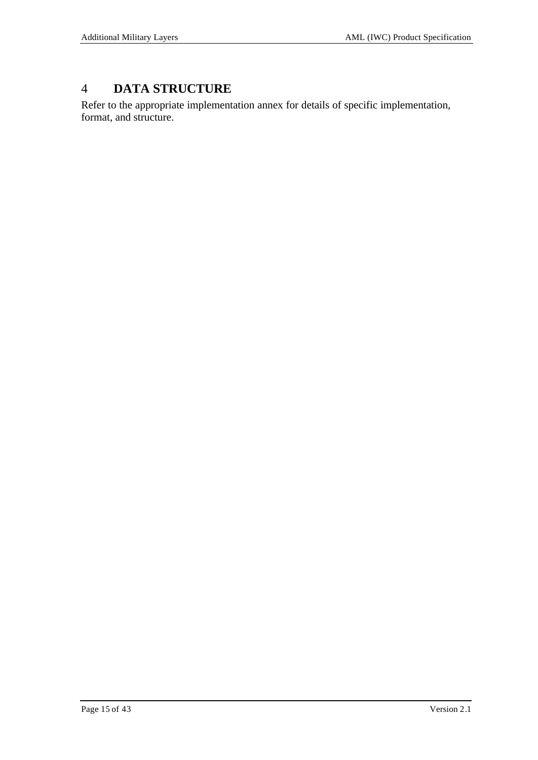# 4 DATA STRUCTURE

Refer to the appropriate implementation annex for details of specific implementation, format, and structure.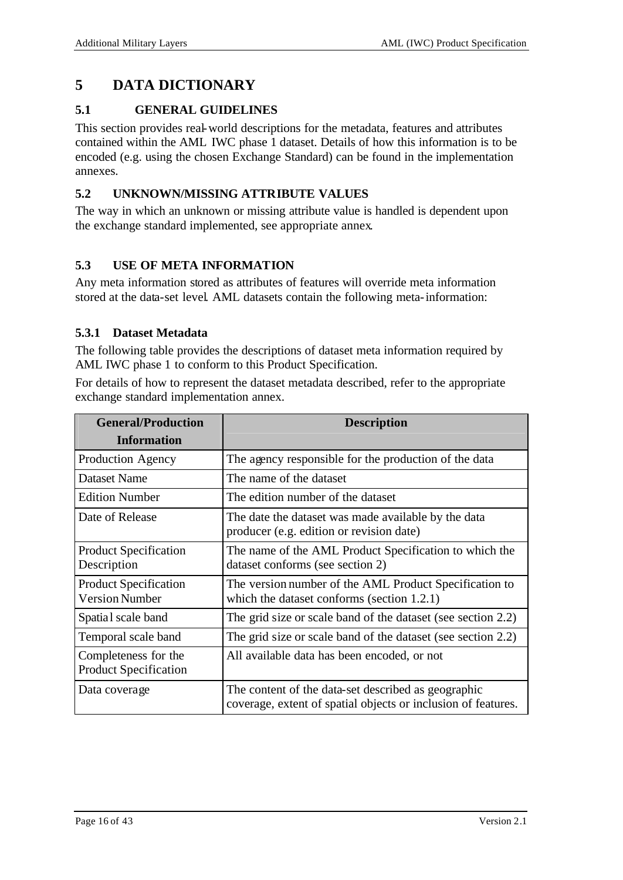# 5 DATA DICTIONARY

## 5.1 GENERAL GUIDELINES

This section provides real-world descriptions for the metadata, features and attributes contained within the AML IWC phase 1 dataset. Details of how this information is to be encoded (e.g. using the chosen Exchange Standard) can be found in the implementation annexes.

## 5.2 UNKNOWN/MISSING ATTRIBUTE VALUES

The way in which an unknown or missing attribute value is handled is dependent upon the exchange standard implemented, see appropriate annex.

## 5.3 USE OF META INFORMATION

Any meta information stored as attributes of features will override meta information stored at the data-set level. AML datasets contain the following meta-information:

### 5.3.1 Dataset Metadata

The following table provides the descriptions of dataset meta information required by AML IWC phase 1 to conform to this Product Specification.

For details of how to represent the dataset metadata described, refer to the appropriate exchange standard implementation annex.

| General/Production Information | Description |
|---|---|
| Production Agency | The agency responsible for the production of the data |
| Dataset Name | The name of the dataset |
| Edition Number | The edition number of the dataset |
| Date of Release | The date the dataset was made available by the data producer (e.g. edition or revision date) |
| Product Specification Description | The name of the AML Product Specification to which the dataset conforms (see section 2) |
| Product Specification Version Number | The version number of the AML Product Specification to which the dataset conforms (section 1.2.1) |
| Spatial scale band | The grid size or scale band of the dataset (see section 2.2) |
| Temporal scale band | The grid size or scale band of the dataset (see section 2.2) |
| Completeness for the Product Specification | All available data has been encoded, or not |
| Data coverage | The content of the data-set described as geographic coverage, extent of spatial objects or inclusion of features. |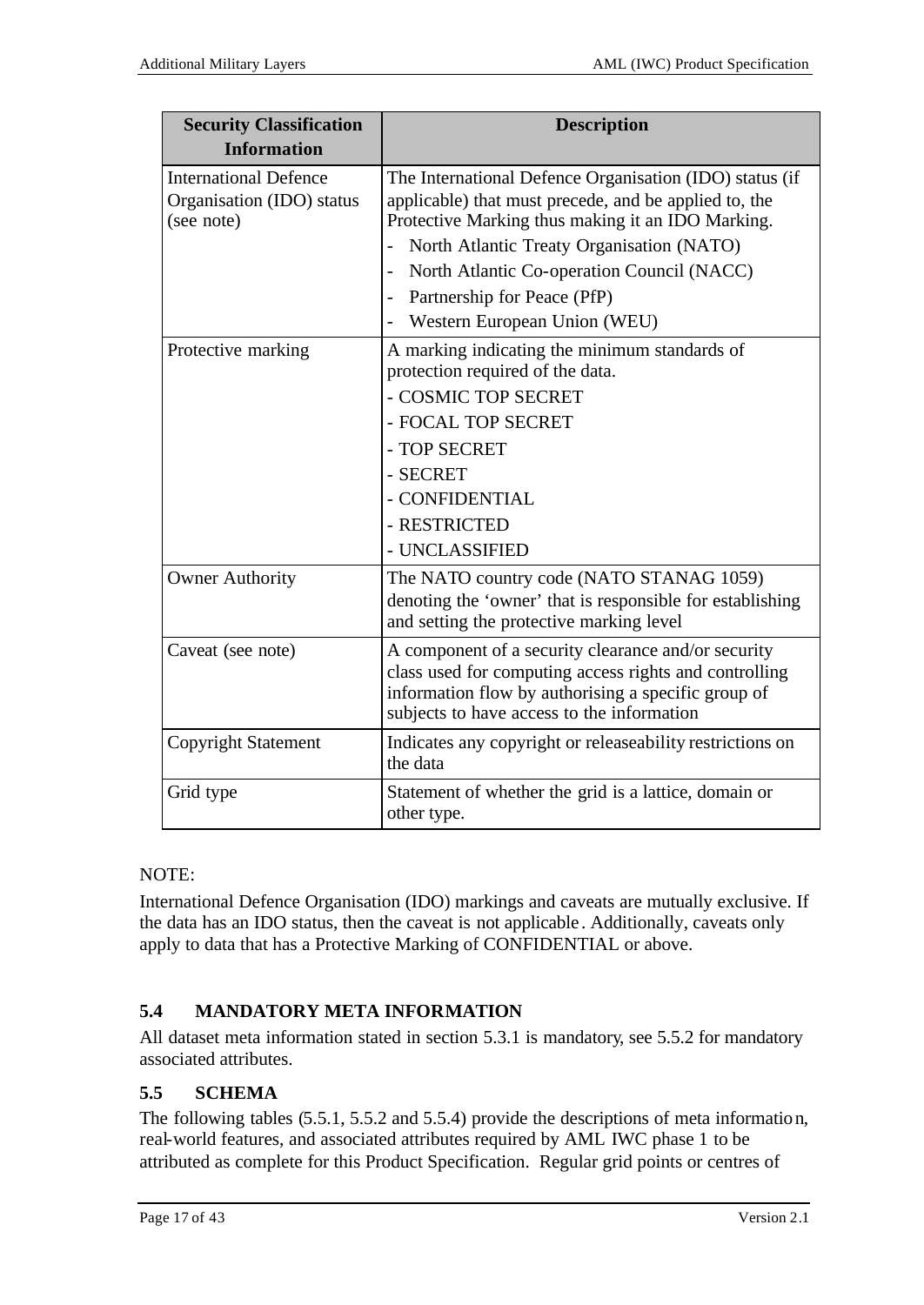| Security Classification Information | Description |
|---|---|
| International Defence Organisation (IDO) status (see note) | The International Defence Organisation (IDO) status (if applicable) that must precede, and be applied to, the Protective Marking thus making it an IDO Marking.<br>- North Atlantic Treaty Organisation (NATO)<br>- North Atlantic Co-operation Council (NACC)<br>- Partnership for Peace (PfP)<br>- Western European Union (WEU) |
| Protective marking | A marking indicating the minimum standards of protection required of the data.<br>- COSMIC TOP SECRET<br>- FOCAL TOP SECRET<br>- TOP SECRET<br>- SECRET<br>- CONFIDENTIAL<br>- RESTRICTED<br>- UNCLASSIFIED |
| Owner Authority | The NATO country code (NATO STANAG 1059) denoting the 'owner' that is responsible for establishing and setting the protective marking level |
| Caveat (see note) | A component of a security clearance and/or security class used for computing access rights and controlling information flow by authorising a specific group of subjects to have access to the information |
| Copyright Statement | Indicates any copyright or releaseability restrictions on the data |
| Grid type | Statement of whether the grid is a lattice, domain or other type. |

NOTE:

International Defence Organisation (IDO) markings and caveats are mutually exclusive. If the data has an IDO status, then the caveat is not applicable. Additionally, caveats only apply to data that has a Protective Marking of CONFIDENTIAL or above.

## 5.4 MANDATORY META INFORMATION

All dataset meta information stated in section 5.3.1 is mandatory, see 5.5.2 for mandatory associated attributes.

## 5.5 SCHEMA

The following tables (5.5.1, 5.5.2 and 5.5.4) provide the descriptions of meta information, real-world features, and associated attributes required by AML IWC phase 1 to be attributed as complete for this Product Specification. Regular grid points or centres of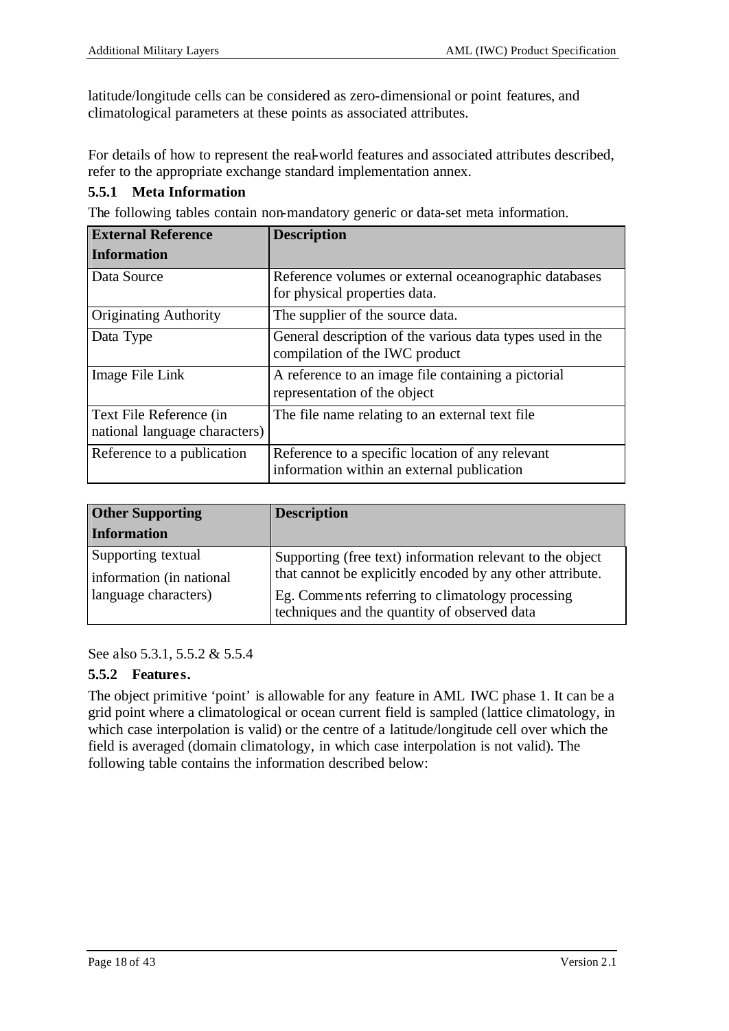latitude/longitude cells can be considered as zero-dimensional or point features, and climatological parameters at these points as associated attributes.

For details of how to represent the real-world features and associated attributes described, refer to the appropriate exchange standard implementation annex.

### 5.5.1 Meta Information

The following tables contain non-mandatory generic or data-set meta information.

| External Reference Information | Description |
|---|---|
| Data Source | Reference volumes or external oceanographic databases for physical properties data. |
| Originating Authority | The supplier of the source data. |
| Data Type | General description of the various data types used in the compilation of the IWC product |
| Image File Link | A reference to an image file containing a pictorial representation of the object |
| Text File Reference (in national language characters) | The file name relating to an external text file |
| Reference to a publication | Reference to a specific location of any relevant information within an external publication |

| Other Supporting Information | Description |
|---|---|
| Supporting textual information (in national language characters) | Supporting (free text) information relevant to the object that cannot be explicitly encoded by any other attribute. Eg. Comments referring to climatology processing techniques and the quantity of observed data |

See also 5.3.1, 5.5.2 & 5.5.4

### 5.5.2 Features.

The object primitive 'point' is allowable for any feature in AML IWC phase 1. It can be a grid point where a climatological or ocean current field is sampled (lattice climatology, in which case interpolation is valid) or the centre of a latitude/longitude cell over which the field is averaged (domain climatology, in which case interpolation is not valid). The following table contains the information described below: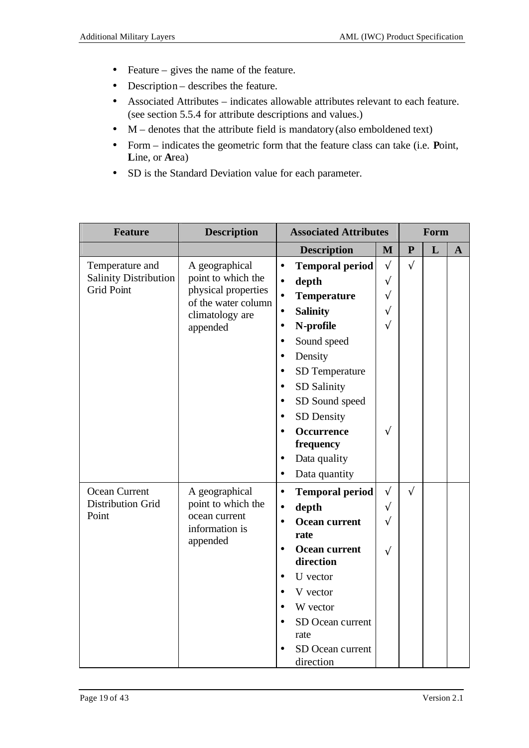- Feature – gives the name of the feature.
- Description – describes the feature.
- Associated Attributes – indicates allowable attributes relevant to each feature. (see section 5.5.4 for attribute descriptions and values.)
- M – denotes that the attribute field is mandatory (also emboldened text)
- Form – indicates the geometric form that the feature class can take (i.e. **P**oint, **L**ine, or **A**rea)
- SD is the Standard Deviation value for each parameter.

| Feature | Description | Associated Attributes | | Form | | |
|---|---|---|---|---|---|---|
| | | Description | M | P | L | A |
| Temperature and Salinity Distribution Grid Point | A geographical point to which the physical properties of the water column climatology are appended | • **Temporal period**<br>• **depth**<br>• **Temperature**<br>• **Salinity**<br>• **N-profile**<br>• Sound speed<br>• Density<br>• SD Temperature<br>• SD Salinity<br>• SD Sound speed<br>• SD Density<br>• **Occurrence frequency**<br>• Data quality<br>• Data quantity | √<br>√<br>√<br>√<br>√<br><br><br><br><br><br><br>√ | √ | | |
| Ocean Current Distribution Grid Point | A geographical point to which the ocean current information is appended | • **Temporal period**<br>• **depth**<br>• **Ocean current rate**<br>• **Ocean current direction**<br>• U vector<br>• V vector<br>• W vector<br>• SD Ocean current rate<br>• SD Ocean current direction | √<br>√<br>√<br>√ | √ | | |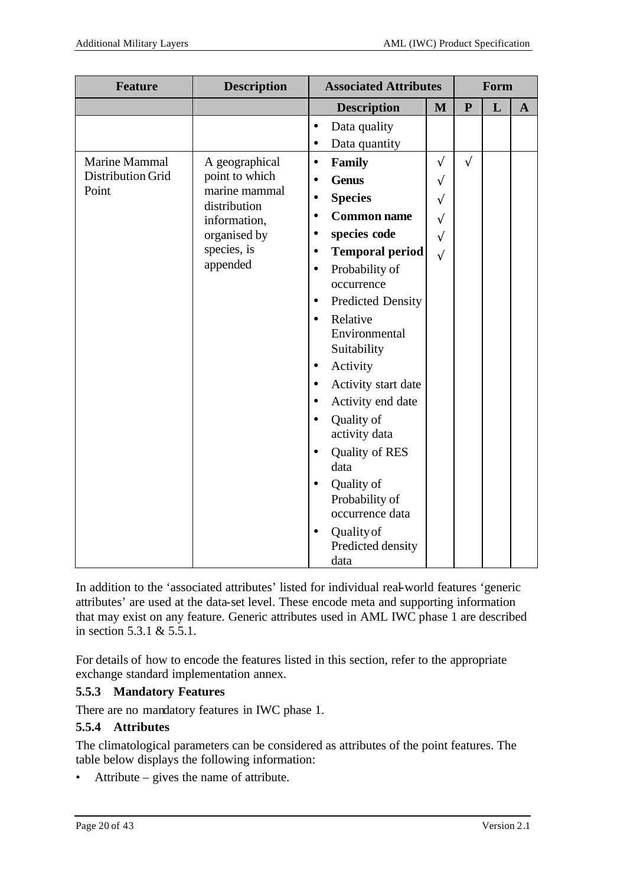| Feature | Description | Associated Attributes | | Form | | |
|---|---|---|---|---|---|---|
| | | Description | M | P | L | A |
| | | • Data quality<br>• Data quantity | | | | |
| Marine Mammal Distribution Grid Point | A geographical point to which marine mammal distribution information, organised by species, is appended | • **Family**<br>• **Genus**<br>• **Species**<br>• **Common name**<br>• **species code**<br>• **Temporal period**<br>• Probability of occurrence<br>• Predicted Density<br>• Relative Environmental Suitability<br>• Activity<br>• Activity start date<br>• Activity end date<br>• Quality of activity data<br>• Quality of RES data<br>• Quality of Probability of occurrence data<br>• Quality of Predicted density data | √<br>√<br>√<br>√<br>√<br>√ | √ | | |

In addition to the 'associated attributes' listed for individual real-world features 'generic attributes' are used at the data-set level. These encode meta and supporting information that may exist on any feature. Generic attributes used in AML IWC phase 1 are described in section 5.3.1 & 5.5.1.

For details of how to encode the features listed in this section, refer to the appropriate exchange standard implementation annex.

### 5.5.3 Mandatory Features

There are no mandatory features in IWC phase 1.

### 5.5.4 Attributes

The climatological parameters can be considered as attributes of the point features. The table below displays the following information:

- Attribute – gives the name of attribute.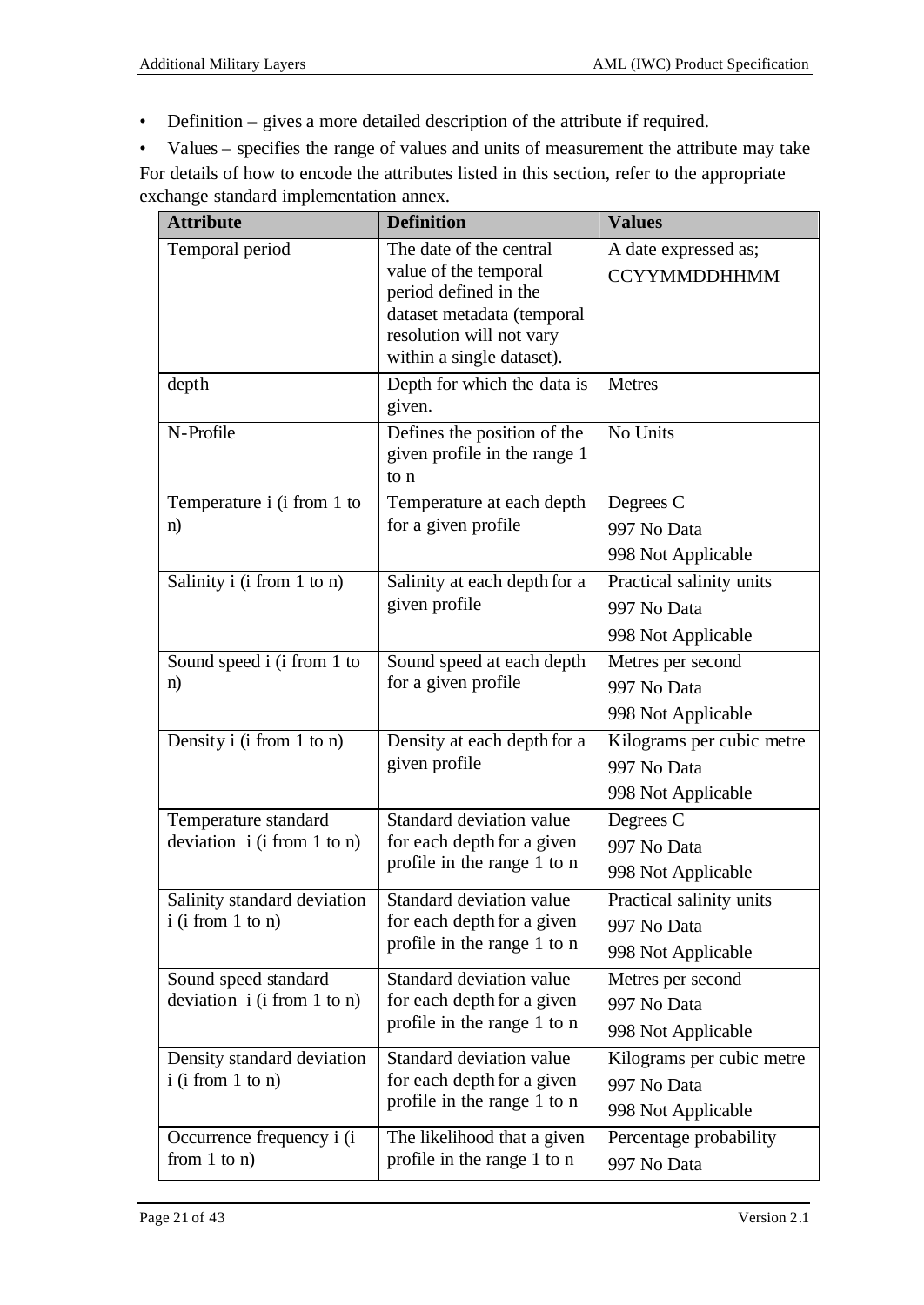- Definition – gives a more detailed description of the attribute if required.
- Values – specifies the range of values and units of measurement the attribute may take

For details of how to encode the attributes listed in this section, refer to the appropriate exchange standard implementation annex.

| Attribute | Definition | Values |
|---|---|---|
| Temporal period | The date of the central value of the temporal period defined in the dataset metadata (temporal resolution will not vary within a single dataset). | A date expressed as; CCYYMMDDHHMM |
| depth | Depth for which the data is given. | Metres |
| N-Profile | Defines the position of the given profile in the range 1 to n | No Units |
| Temperature i (i from 1 to n) | Temperature at each depth for a given profile | Degrees C<br>997 No Data<br>998 Not Applicable |
| Salinity i (i from 1 to n) | Salinity at each depth for a given profile | Practical salinity units<br>997 No Data<br>998 Not Applicable |
| Sound speed i (i from 1 to n) | Sound speed at each depth for a given profile | Metres per second<br>997 No Data<br>998 Not Applicable |
| Density i (i from 1 to n) | Density at each depth for a given profile | Kilograms per cubic metre<br>997 No Data<br>998 Not Applicable |
| Temperature standard deviation i (i from 1 to n) | Standard deviation value for each depth for a given profile in the range 1 to n | Degrees C<br>997 No Data<br>998 Not Applicable |
| Salinity standard deviation i (i from 1 to n) | Standard deviation value for each depth for a given profile in the range 1 to n | Practical salinity units<br>997 No Data<br>998 Not Applicable |
| Sound speed standard deviation i (i from 1 to n) | Standard deviation value for each depth for a given profile in the range 1 to n | Metres per second<br>997 No Data<br>998 Not Applicable |
| Density standard deviation i (i from 1 to n) | Standard deviation value for each depth for a given profile in the range 1 to n | Kilograms per cubic metre<br>997 No Data<br>998 Not Applicable |
| Occurrence frequency i (i from 1 to n) | The likelihood that a given profile in the range 1 to n | Percentage probability<br>997 No Data |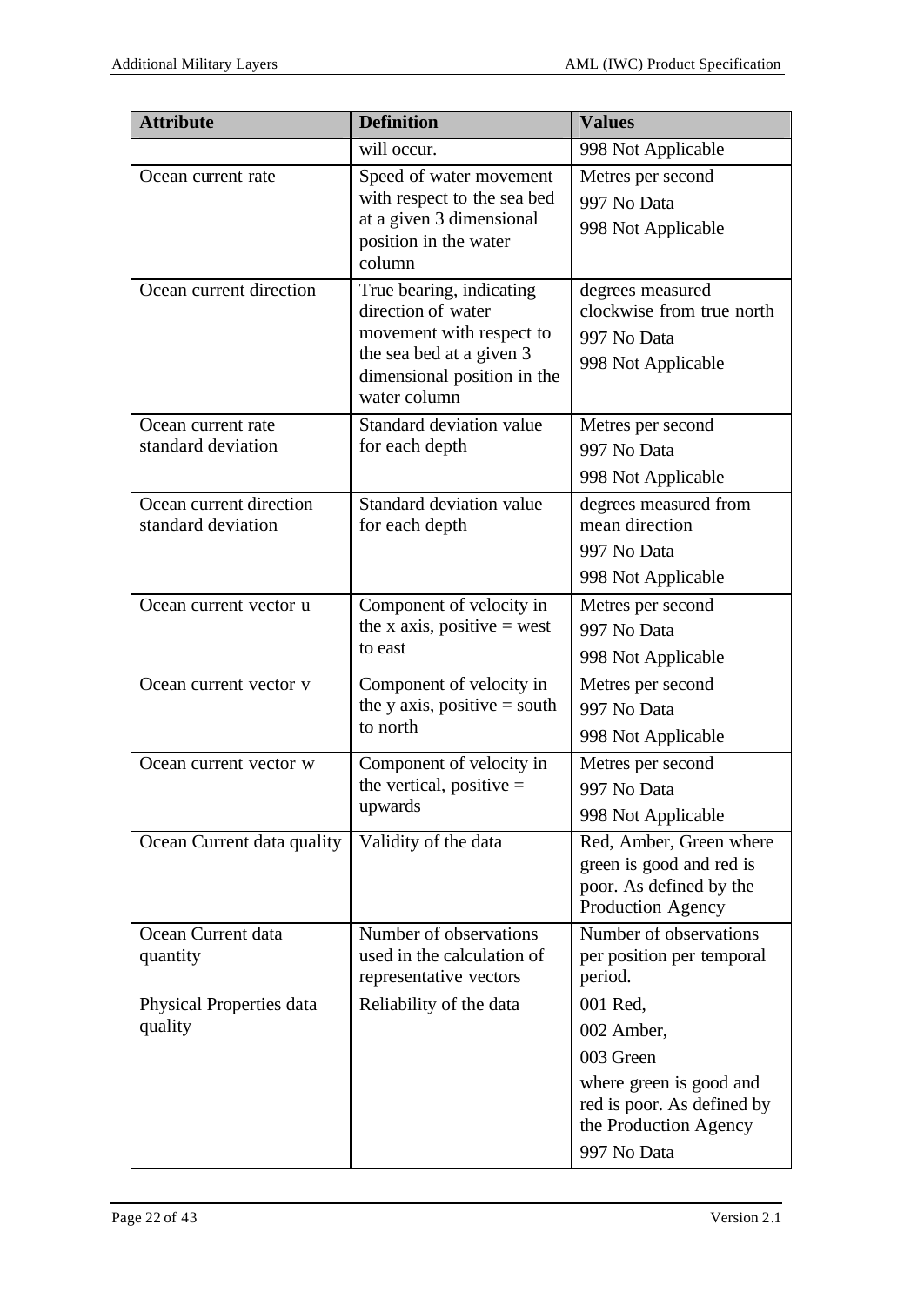| Attribute | Definition | Values |
| --- | --- | --- |
| | will occur. | 998 Not Applicable |
| Ocean current rate | Speed of water movement with respect to the sea bed at a given 3 dimensional position in the water column | Metres per second<br>997 No Data<br>998 Not Applicable |
| Ocean current direction | True bearing, indicating direction of water movement with respect to the sea bed at a given 3 dimensional position in the water column | degrees measured clockwise from true north<br>997 No Data<br>998 Not Applicable |
| Ocean current rate standard deviation | Standard deviation value for each depth | Metres per second<br>997 No Data<br>998 Not Applicable |
| Ocean current direction standard deviation | Standard deviation value for each depth | degrees measured from mean direction<br>997 No Data<br>998 Not Applicable |
| Ocean current vector u | Component of velocity in the x axis, positive = west to east | Metres per second<br>997 No Data<br>998 Not Applicable |
| Ocean current vector v | Component of velocity in the y axis, positive = south to north | Metres per second<br>997 No Data<br>998 Not Applicable |
| Ocean current vector w | Component of velocity in the vertical, positive = upwards | Metres per second<br>997 No Data<br>998 Not Applicable |
| Ocean Current data quality | Validity of the data | Red, Amber, Green where green is good and red is poor. As defined by the Production Agency |
| Ocean Current data quantity | Number of observations used in the calculation of representative vectors | Number of observations per position per temporal period. |
| Physical Properties data quality | Reliability of the data | 001 Red,<br>002 Amber,<br>003 Green<br>where green is good and red is poor. As defined by the Production Agency<br>997 No Data |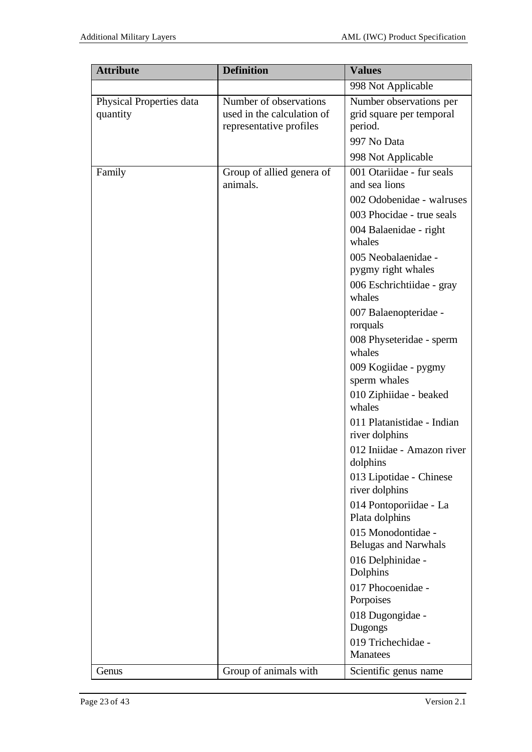| Attribute | Definition | Values |
|---|---|---|
| | | 998 Not Applicable |
| Physical Properties data quantity | Number of observations used in the calculation of representative profiles | Number observations per grid square per temporal period.<br>997 No Data<br>998 Not Applicable |
| Family | Group of allied genera of animals. | 001 Otariidae - fur seals and sea lions<br>002 Odobenidae - walruses<br>003 Phocidae - true seals<br>004 Balaenidae - right whales<br>005 Neobalaenidae - pygmy right whales<br>006 Eschrichtiidae - gray whales<br>007 Balaenopteridae - rorquals<br>008 Physeteridae - sperm whales<br>009 Kogiidae - pygmy sperm whales<br>010 Ziphiidae - beaked whales<br>011 Platanistidae - Indian river dolphins<br>012 Iniidae - Amazon river dolphins<br>013 Lipotidae - Chinese river dolphins<br>014 Pontoporiidae - La Plata dolphins<br>015 Monodontidae - Belugas and Narwhals<br>016 Delphinidae - Dolphins<br>017 Phocoenidae - Porpoises<br>018 Dugongidae - Dugongs<br>019 Trichechidae - Manatees |
| Genus | Group of animals with | Scientific genus name |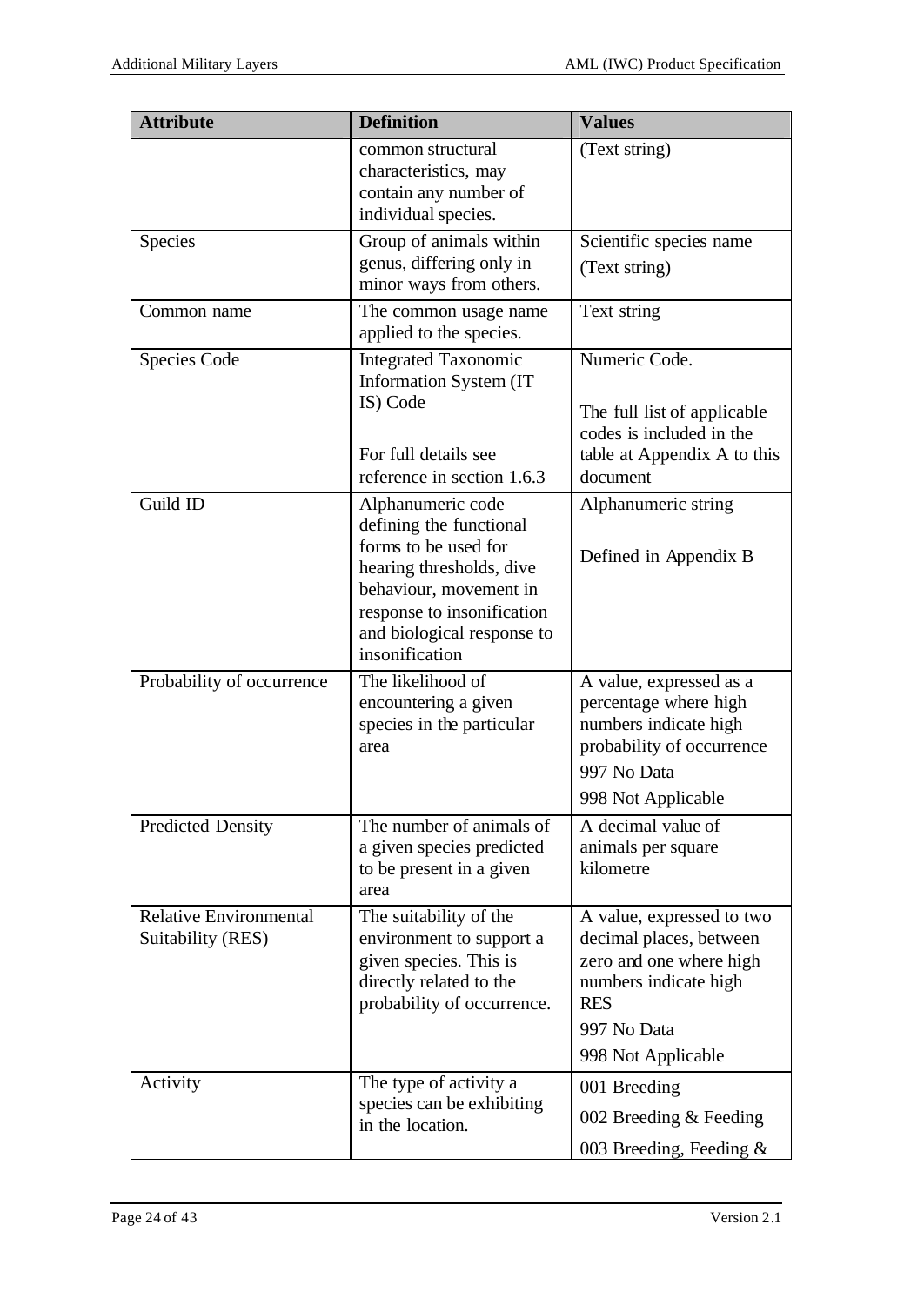| Attribute | Definition | Values |
|---|---|---|
| | common structural characteristics, may contain any number of individual species. | (Text string) |
| Species | Group of animals within genus, differing only in minor ways from others. | Scientific species name<br>(Text string) |
| Common name | The common usage name applied to the species. | Text string |
| Species Code | Integrated Taxonomic Information System (IT IS) Code<br><br>For full details see reference in section 1.6.3 | Numeric Code.<br><br>The full list of applicable codes is included in the table at Appendix A to this document |
| Guild ID | Alphanumeric code defining the functional forms to be used for hearing thresholds, dive behaviour, movement in response to insonification and biological response to insonification | Alphanumeric string<br><br>Defined in Appendix B |
| Probability of occurrence | The likelihood of encountering a given species in the particular area | A value, expressed as a percentage where high numbers indicate high probability of occurrence<br>997 No Data<br>998 Not Applicable |
| Predicted Density | The number of animals of a given species predicted to be present in a given area | A decimal value of animals per square kilometre |
| Relative Environmental Suitability (RES) | The suitability of the environment to support a given species. This is directly related to the probability of occurrence. | A value, expressed to two decimal places, between zero and one where high numbers indicate high RES<br>997 No Data<br>998 Not Applicable |
| Activity | The type of activity a species can be exhibiting in the location. | 001 Breeding<br>002 Breeding & Feeding<br>003 Breeding, Feeding & |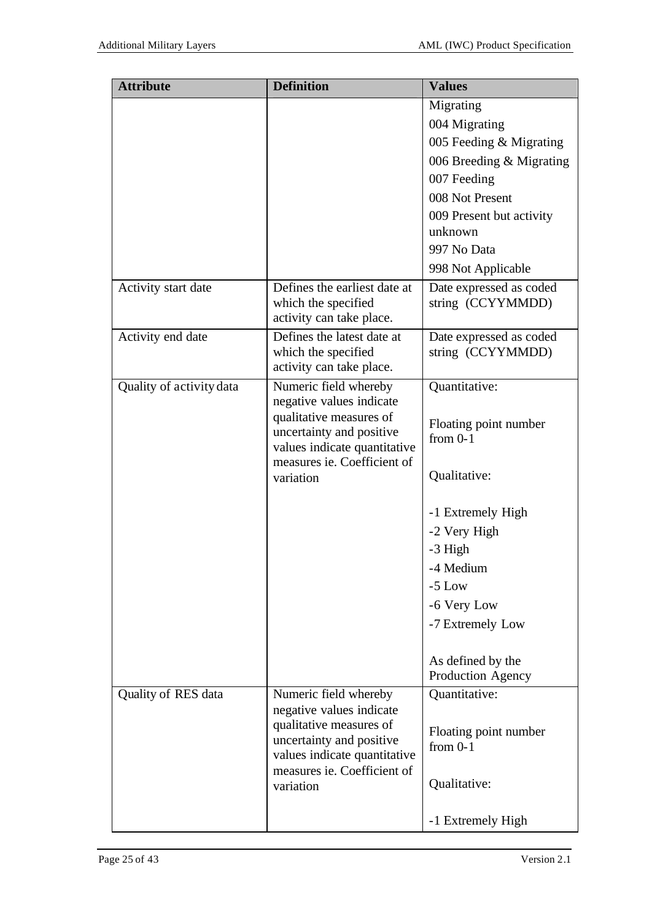| Attribute | Definition | Values |
|---|---|---|
| | | Migrating<br>004 Migrating<br>005 Feeding & Migrating<br>006 Breeding & Migrating<br>007 Feeding<br>008 Not Present<br>009 Present but activity unknown<br>997 No Data<br>998 Not Applicable |
| Activity start date | Defines the earliest date at which the specified activity can take place. | Date expressed as coded string (CCYYMMDD) |
| Activity end date | Defines the latest date at which the specified activity can take place. | Date expressed as coded string (CCYYMMDD) |
| Quality of activity data | Numeric field whereby negative values indicate qualitative measures of uncertainty and positive values indicate quantitative measures ie. Coefficient of variation | Quantitative:<br><br>Floating point number from 0-1<br><br>Qualitative:<br><br>-1 Extremely High<br>-2 Very High<br>-3 High<br>-4 Medium<br>-5 Low<br>-6 Very Low<br>-7 Extremely Low<br><br>As defined by the Production Agency |
| Quality of RES data | Numeric field whereby negative values indicate qualitative measures of uncertainty and positive values indicate quantitative measures ie. Coefficient of variation | Quantitative:<br><br>Floating point number from 0-1<br><br>Qualitative:<br><br>-1 Extremely High |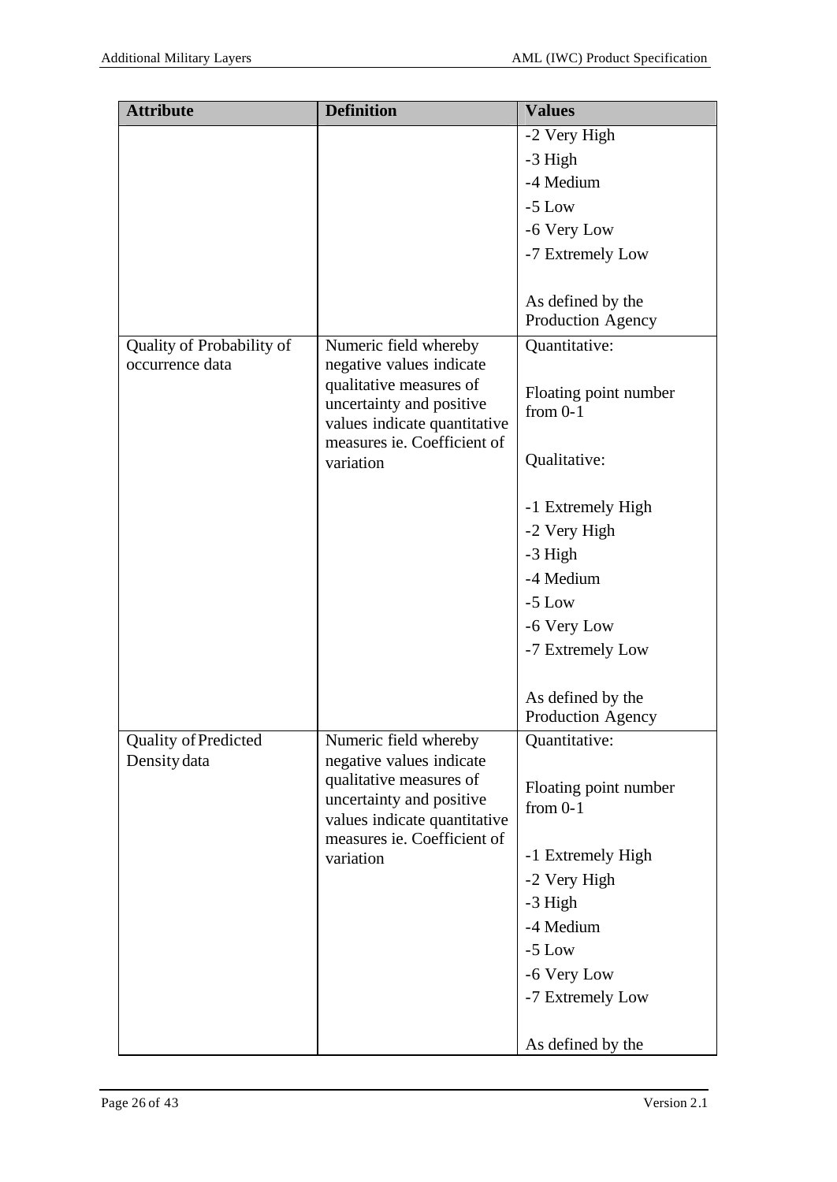| Attribute | Definition | Values |
|---|---|---|
| | | -2 Very High<br>-3 High<br>-4 Medium<br>-5 Low<br>-6 Very Low<br>-7 Extremely Low<br><br>As defined by the Production Agency |
| Quality of Probability of occurrence data | Numeric field whereby negative values indicate qualitative measures of uncertainty and positive values indicate quantitative measures ie. Coefficient of variation | Quantitative:<br><br>Floating point number from 0-1<br><br>Qualitative:<br><br>-1 Extremely High<br>-2 Very High<br>-3 High<br>-4 Medium<br>-5 Low<br>-6 Very Low<br>-7 Extremely Low<br><br>As defined by the Production Agency |
| Quality of Predicted Density data | Numeric field whereby negative values indicate qualitative measures of uncertainty and positive values indicate quantitative measures ie. Coefficient of variation | Quantitative:<br><br>Floating point number from 0-1<br><br>-1 Extremely High<br>-2 Very High<br>-3 High<br>-4 Medium<br>-5 Low<br>-6 Very Low<br>-7 Extremely Low<br><br>As defined by the |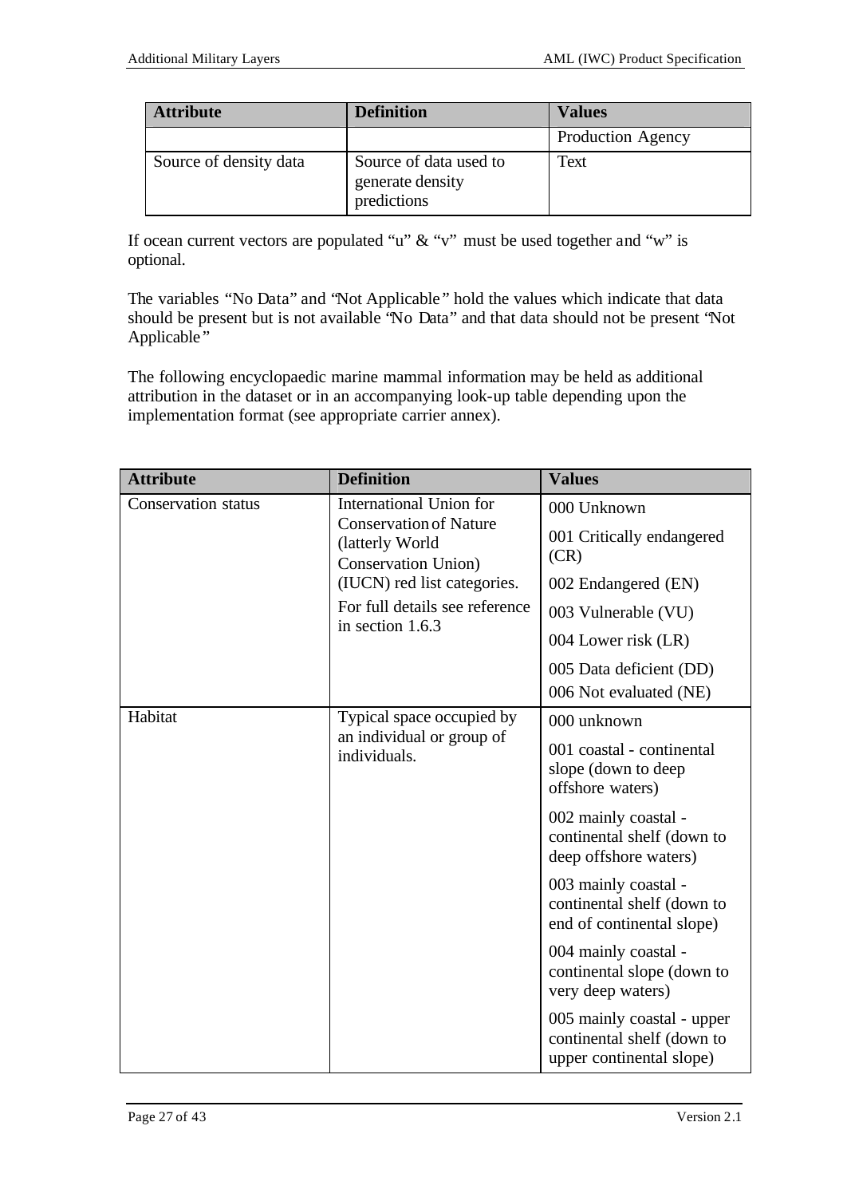| Attribute | Definition | Values |
|---|---|---|
| | | Production Agency |
| Source of density data | Source of data used to generate density predictions | Text |

If ocean current vectors are populated "u" & "v" must be used together and "w" is optional.

The variables "No Data" and "Not Applicable" hold the values which indicate that data should be present but is not available "No Data" and that data should not be present "Not Applicable"

The following encyclopaedic marine mammal information may be held as additional attribution in the dataset or in an accompanying look-up table depending upon the implementation format (see appropriate carrier annex).

| Attribute | Definition | Values |
|---|---|---|
| Conservation status | International Union for Conservation of Nature (latterly World Conservation Union) (IUCN) red list categories. For full details see reference in section 1.6.3 | 000 Unknown<br>001 Critically endangered (CR)<br>002 Endangered (EN)<br>003 Vulnerable (VU)<br>004 Lower risk (LR)<br>005 Data deficient (DD)<br>006 Not evaluated (NE) |
| Habitat | Typical space occupied by an individual or group of individuals. | 000 unknown<br>001 coastal - continental slope (down to deep offshore waters)<br>002 mainly coastal - continental shelf (down to deep offshore waters)<br>003 mainly coastal - continental shelf (down to end of continental slope)<br>004 mainly coastal - continental slope (down to very deep waters)<br>005 mainly coastal - upper continental shelf (down to upper continental slope) |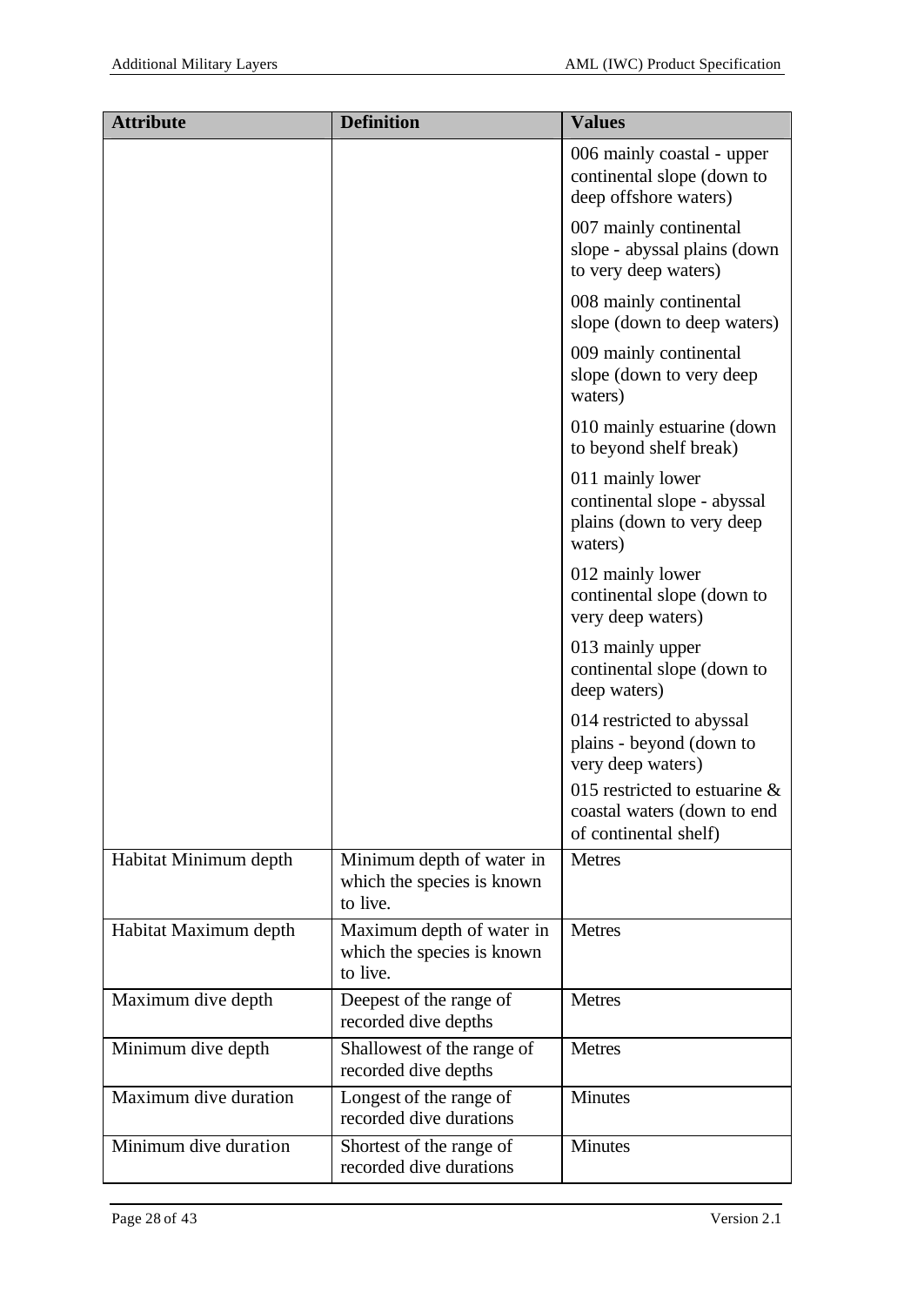| Attribute | Definition | Values |
| --- | --- | --- |
| | | 006 mainly coastal - upper continental slope (down to deep offshore waters) |
| | | 007 mainly continental slope - abyssal plains (down to very deep waters) |
| | | 008 mainly continental slope (down to deep waters) |
| | | 009 mainly continental slope (down to very deep waters) |
| | | 010 mainly estuarine (down to beyond shelf break) |
| | | 011 mainly lower continental slope - abyssal plains (down to very deep waters) |
| | | 012 mainly lower continental slope (down to very deep waters) |
| | | 013 mainly upper continental slope (down to deep waters) |
| | | 014 restricted to abyssal plains - beyond (down to very deep waters) |
| | | 015 restricted to estuarine & coastal waters (down to end of continental shelf) |
| Habitat Minimum depth | Minimum depth of water in which the species is known to live. | Metres |
| Habitat Maximum depth | Maximum depth of water in which the species is known to live. | Metres |
| Maximum dive depth | Deepest of the range of recorded dive depths | Metres |
| Minimum dive depth | Shallowest of the range of recorded dive depths | Metres |
| Maximum dive duration | Longest of the range of recorded dive durations | Minutes |
| Minimum dive duration | Shortest of the range of recorded dive durations | Minutes |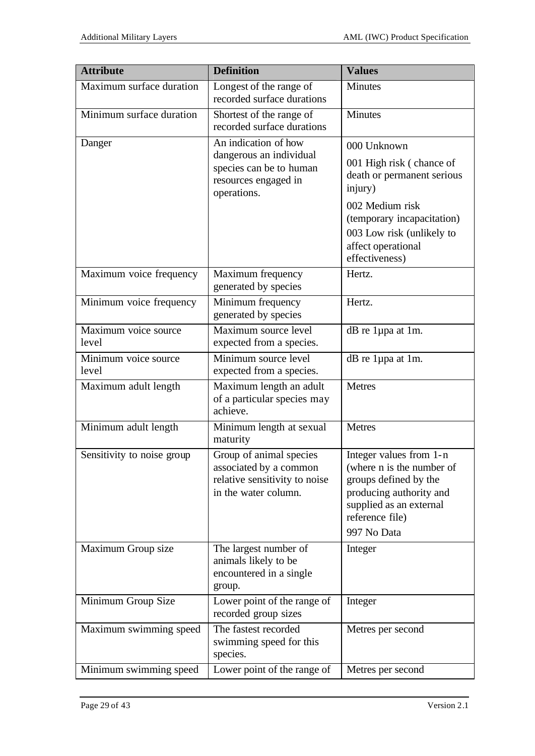| Attribute | Definition | Values |
| --- | --- | --- |
| Maximum surface duration | Longest of the range of recorded surface durations | Minutes |
| Minimum surface duration | Shortest of the range of recorded surface durations | Minutes |
| Danger | An indication of how dangerous an individual species can be to human resources engaged in operations. | 000 Unknown<br>001 High risk ( chance of death or permanent serious injury)<br>002 Medium risk (temporary incapacitation)<br>003 Low risk (unlikely to affect operational effectiveness) |
| Maximum voice frequency | Maximum frequency generated by species | Hertz. |
| Minimum voice frequency | Minimum frequency generated by species | Hertz. |
| Maximum voice source level | Maximum source level expected from a species. | dB re 1µpa at 1m. |
| Minimum voice source level | Minimum source level expected from a species. | dB re 1µpa at 1m. |
| Maximum adult length | Maximum length an adult of a particular species may achieve. | Metres |
| Minimum adult length | Minimum length at sexual maturity | Metres |
| Sensitivity to noise group | Group of animal species associated by a common relative sensitivity to noise in the water column. | Integer values from 1-n (where n is the number of groups defined by the producing authority and supplied as an external reference file)<br>997 No Data |
| Maximum Group size | The largest number of animals likely to be encountered in a single group. | Integer |
| Minimum Group Size | Lower point of the range of recorded group sizes | Integer |
| Maximum swimming speed | The fastest recorded swimming speed for this species. | Metres per second |
| Minimum swimming speed | Lower point of the range of | Metres per second |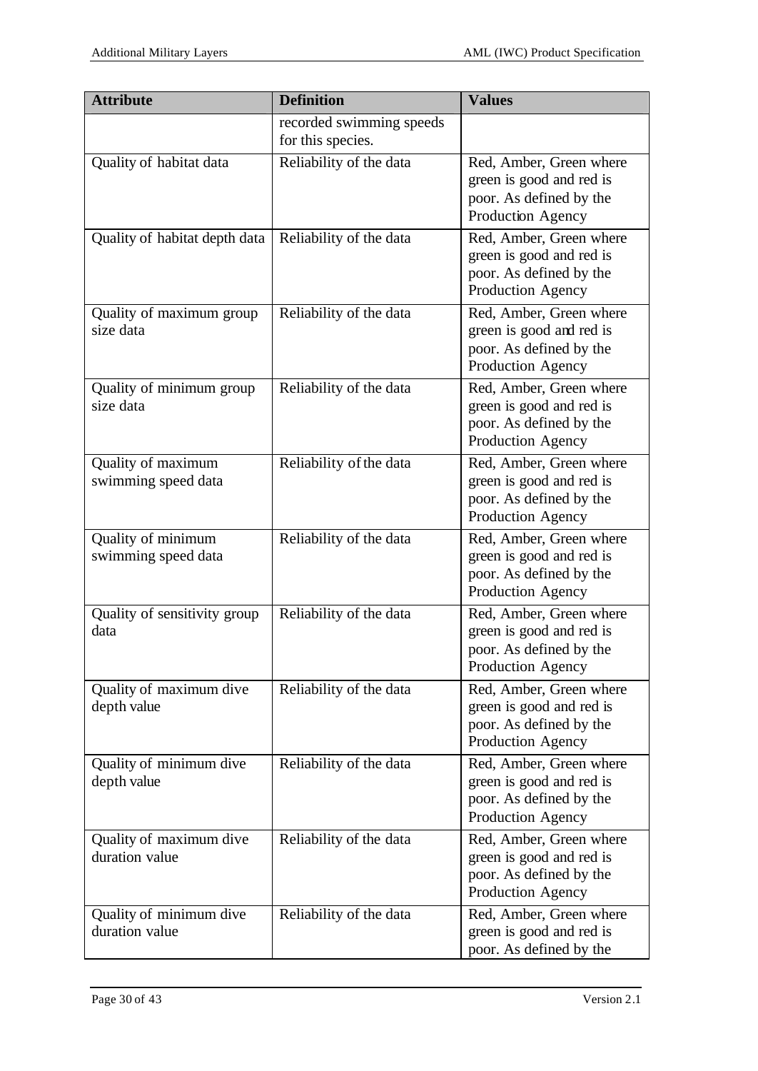| Attribute | Definition | Values |
|---|---|---|
| | recorded swimming speeds for this species. | |
| Quality of habitat data | Reliability of the data | Red, Amber, Green where green is good and red is poor. As defined by the Production Agency |
| Quality of habitat depth data | Reliability of the data | Red, Amber, Green where green is good and red is poor. As defined by the Production Agency |
| Quality of maximum group size data | Reliability of the data | Red, Amber, Green where green is good and red is poor. As defined by the Production Agency |
| Quality of minimum group size data | Reliability of the data | Red, Amber, Green where green is good and red is poor. As defined by the Production Agency |
| Quality of maximum swimming speed data | Reliability of the data | Red, Amber, Green where green is good and red is poor. As defined by the Production Agency |
| Quality of minimum swimming speed data | Reliability of the data | Red, Amber, Green where green is good and red is poor. As defined by the Production Agency |
| Quality of sensitivity group data | Reliability of the data | Red, Amber, Green where green is good and red is poor. As defined by the Production Agency |
| Quality of maximum dive depth value | Reliability of the data | Red, Amber, Green where green is good and red is poor. As defined by the Production Agency |
| Quality of minimum dive depth value | Reliability of the data | Red, Amber, Green where green is good and red is poor. As defined by the Production Agency |
| Quality of maximum dive duration value | Reliability of the data | Red, Amber, Green where green is good and red is poor. As defined by the Production Agency |
| Quality of minimum dive duration value | Reliability of the data | Red, Amber, Green where green is good and red is poor. As defined by the |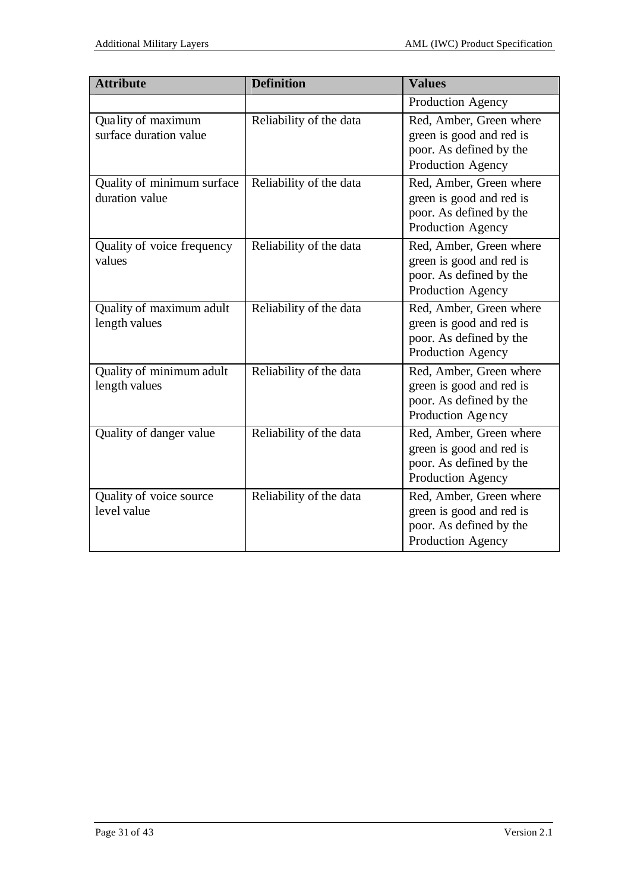| Attribute | Definition | Values |
| --- | --- | --- |
| | | Production Agency |
| Quality of maximum surface duration value | Reliability of the data | Red, Amber, Green where green is good and red is poor. As defined by the Production Agency |
| Quality of minimum surface duration value | Reliability of the data | Red, Amber, Green where green is good and red is poor. As defined by the Production Agency |
| Quality of voice frequency values | Reliability of the data | Red, Amber, Green where green is good and red is poor. As defined by the Production Agency |
| Quality of maximum adult length values | Reliability of the data | Red, Amber, Green where green is good and red is poor. As defined by the Production Agency |
| Quality of minimum adult length values | Reliability of the data | Red, Amber, Green where green is good and red is poor. As defined by the Production Agency |
| Quality of danger value | Reliability of the data | Red, Amber, Green where green is good and red is poor. As defined by the Production Agency |
| Quality of voice source level value | Reliability of the data | Red, Amber, Green where green is good and red is poor. As defined by the Production Agency |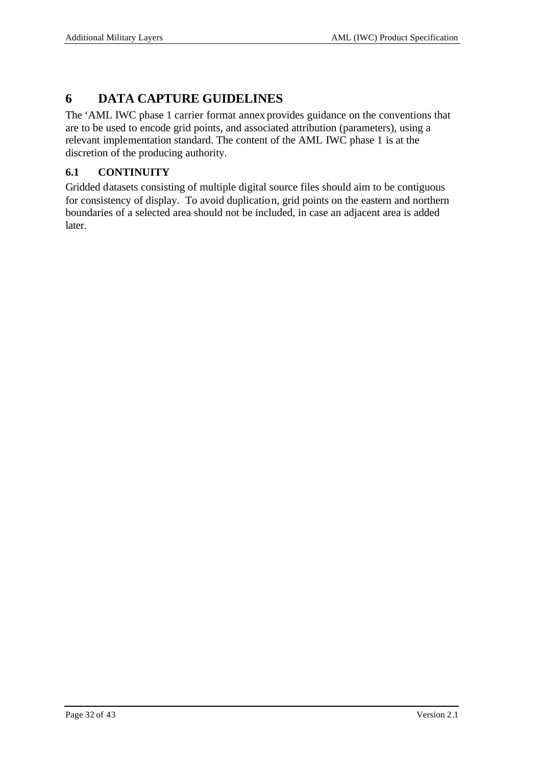# 6 DATA CAPTURE GUIDELINES

The 'AML IWC phase 1 carrier format annex provides guidance on the conventions that are to be used to encode grid points, and associated attribution (parameters), using a relevant implementation standard. The content of the AML IWC phase 1 is at the discretion of the producing authority.

## 6.1 CONTINUITY

Gridded datasets consisting of multiple digital source files should aim to be contiguous for consistency of display. To avoid duplication, grid points on the eastern and northern boundaries of a selected area should not be included, in case an adjacent area is added later.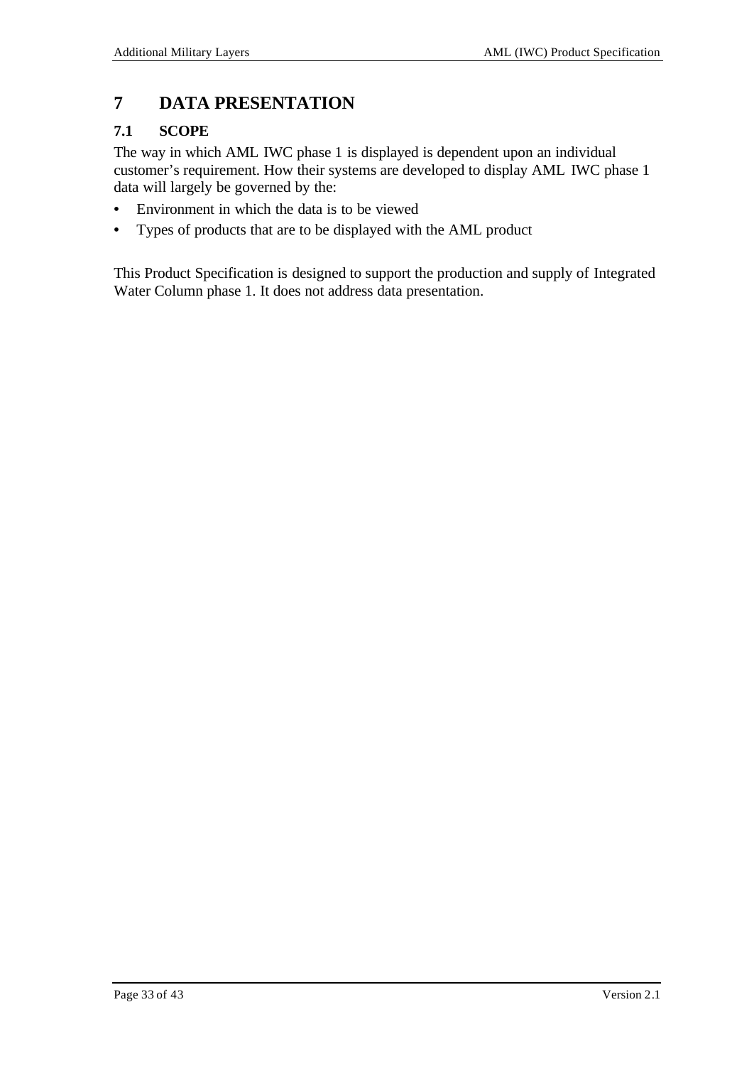# 7 DATA PRESENTATION

## 7.1 SCOPE

The way in which AML IWC phase 1 is displayed is dependent upon an individual customer's requirement. How their systems are developed to display AML IWC phase 1 data will largely be governed by the:

- Environment in which the data is to be viewed
- Types of products that are to be displayed with the AML product

This Product Specification is designed to support the production and supply of Integrated Water Column phase 1. It does not address data presentation.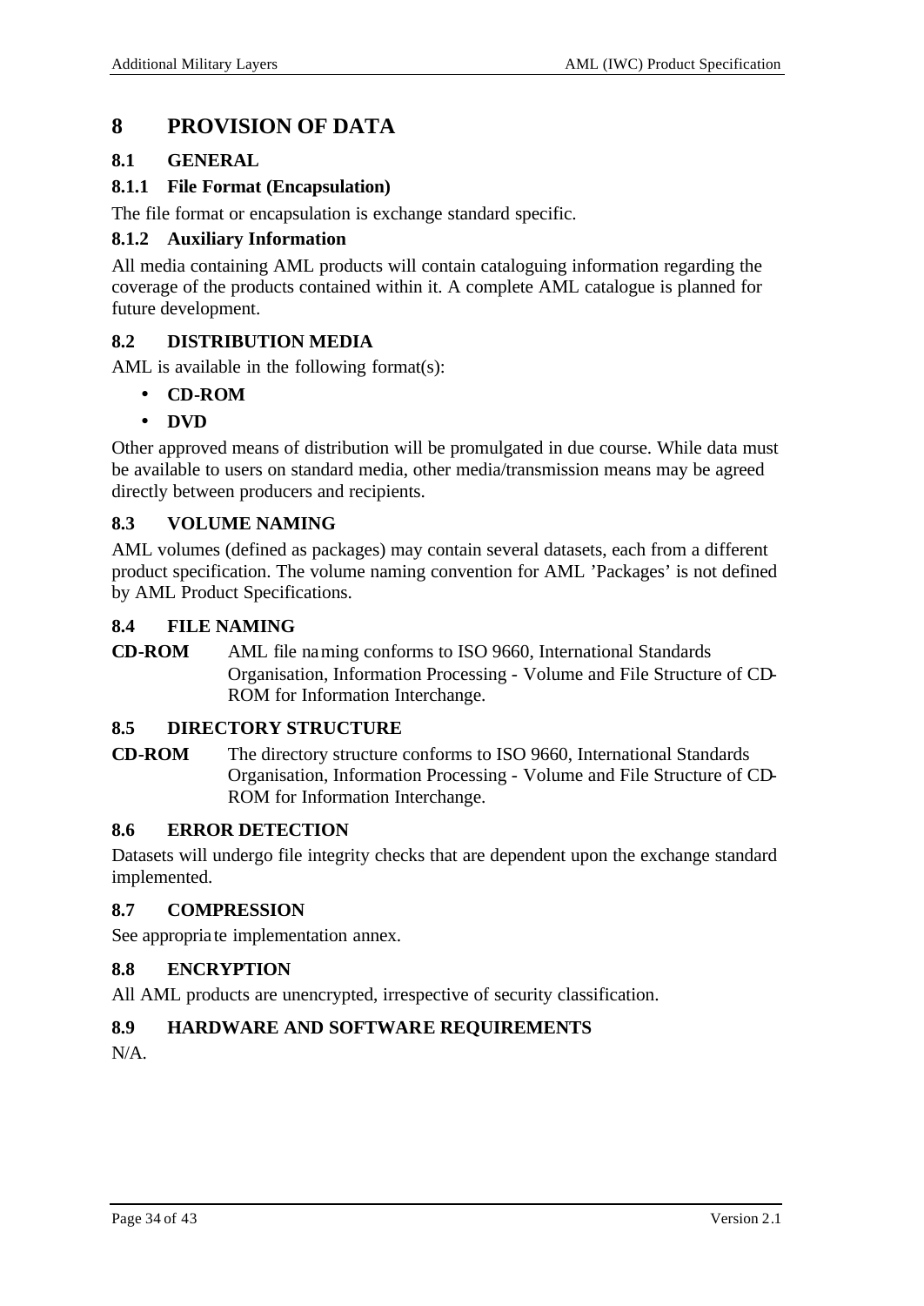# 8 PROVISION OF DATA

## 8.1 GENERAL

### 8.1.1 File Format (Encapsulation)

The file format or encapsulation is exchange standard specific.

### 8.1.2 Auxiliary Information

All media containing AML products will contain cataloguing information regarding the coverage of the products contained within it. A complete AML catalogue is planned for future development.

## 8.2 DISTRIBUTION MEDIA

AML is available in the following format(s):

- **CD-ROM**
- **DVD**

Other approved means of distribution will be promulgated in due course. While data must be available to users on standard media, other media/transmission means may be agreed directly between producers and recipients.

## 8.3 VOLUME NAMING

AML volumes (defined as packages) may contain several datasets, each from a different product specification. The volume naming convention for AML 'Packages' is not defined by AML Product Specifications.

## 8.4 FILE NAMING

**CD-ROM** AML file naming conforms to ISO 9660, International Standards Organisation, Information Processing - Volume and File Structure of CD-ROM for Information Interchange.

## 8.5 DIRECTORY STRUCTURE

**CD-ROM** The directory structure conforms to ISO 9660, International Standards Organisation, Information Processing - Volume and File Structure of CD-ROM for Information Interchange.

## 8.6 ERROR DETECTION

Datasets will undergo file integrity checks that are dependent upon the exchange standard implemented.

## 8.7 COMPRESSION

See appropriate implementation annex.

## 8.8 ENCRYPTION

All AML products are unencrypted, irrespective of security classification.

## 8.9 HARDWARE AND SOFTWARE REQUIREMENTS

N/A.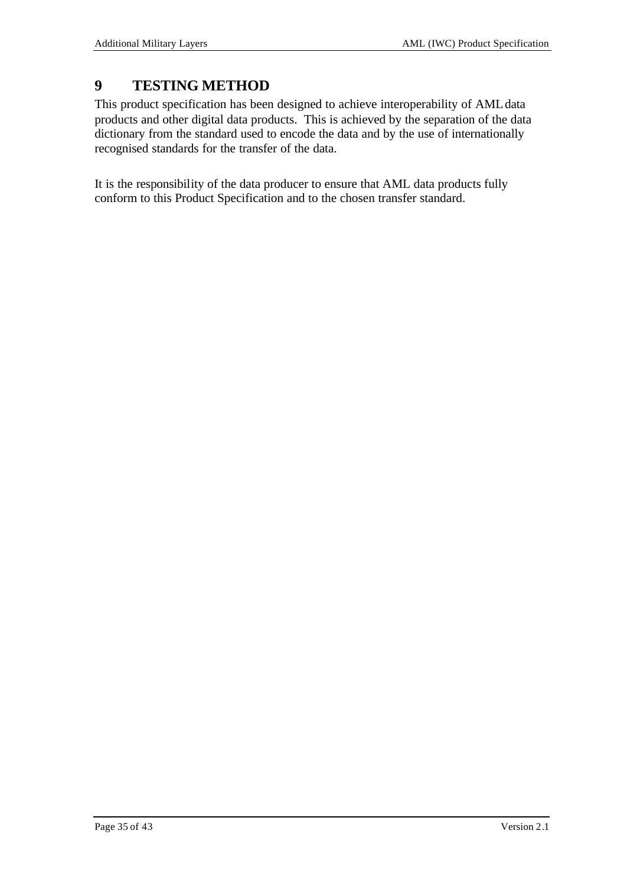# 9 TESTING METHOD

This product specification has been designed to achieve interoperability of AML data products and other digital data products. This is achieved by the separation of the data dictionary from the standard used to encode the data and by the use of internationally recognised standards for the transfer of the data.

It is the responsibility of the data producer to ensure that AML data products fully conform to this Product Specification and to the chosen transfer standard.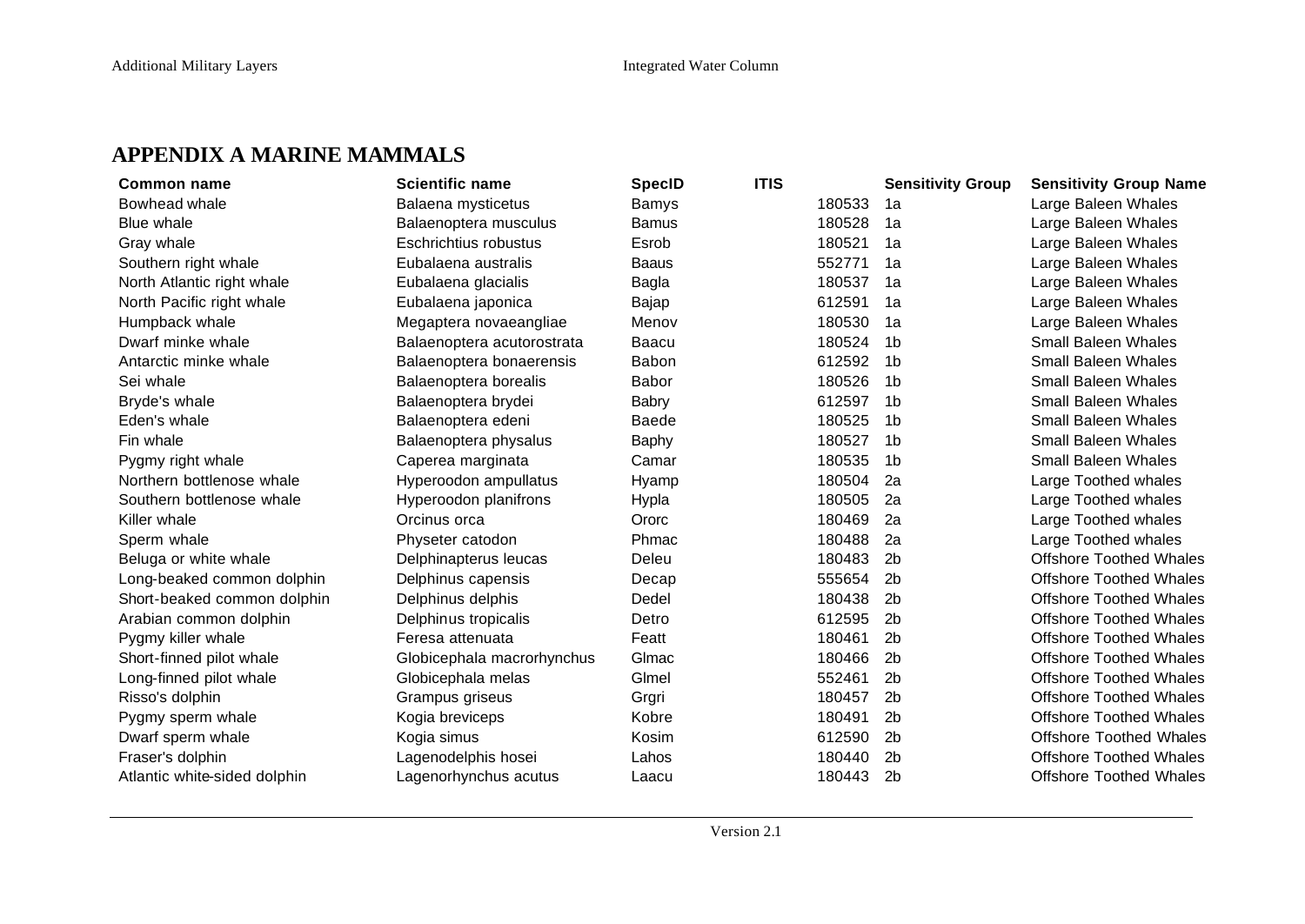# APPENDIX A MARINE MAMMALS

| Common name | Scientific name | SpecID | ITIS | Sensitivity Group | Sensitivity Group Name |
|---|---|---|---|---|---|
| Bowhead whale | Balaena mysticetus | Bamys | 180533 | 1a | Large Baleen Whales |
| Blue whale | Balaenoptera musculus | Bamus | 180528 | 1a | Large Baleen Whales |
| Gray whale | Eschrichtius robustus | Esrob | 180521 | 1a | Large Baleen Whales |
| Southern right whale | Eubalaena australis | Baaus | 552771 | 1a | Large Baleen Whales |
| North Atlantic right whale | Eubalaena glacialis | Bagla | 180537 | 1a | Large Baleen Whales |
| North Pacific right whale | Eubalaena japonica | Bajap | 612591 | 1a | Large Baleen Whales |
| Humpback whale | Megaptera novaeangliae | Menov | 180530 | 1a | Large Baleen Whales |
| Dwarf minke whale | Balaenoptera acutorostrata | Baacu | 180524 | 1b | Small Baleen Whales |
| Antarctic minke whale | Balaenoptera bonaerensis | Babon | 612592 | 1b | Small Baleen Whales |
| Sei whale | Balaenoptera borealis | Babor | 180526 | 1b | Small Baleen Whales |
| Bryde's whale | Balaenoptera brydei | Babry | 612597 | 1b | Small Baleen Whales |
| Eden's whale | Balaenoptera edeni | Baede | 180525 | 1b | Small Baleen Whales |
| Fin whale | Balaenoptera physalus | Baphy | 180527 | 1b | Small Baleen Whales |
| Pygmy right whale | Caperea marginata | Camar | 180535 | 1b | Small Baleen Whales |
| Northern bottlenose whale | Hyperoodon ampullatus | Hyamp | 180504 | 2a | Large Toothed whales |
| Southern bottlenose whale | Hyperoodon planifrons | Hypla | 180505 | 2a | Large Toothed whales |
| Killer whale | Orcinus orca | Ororc | 180469 | 2a | Large Toothed whales |
| Sperm whale | Physeter catodon | Phmac | 180488 | 2a | Large Toothed whales |
| Beluga or white whale | Delphinapterus leucas | Deleu | 180483 | 2b | Offshore Toothed Whales |
| Long-beaked common dolphin | Delphinus capensis | Decap | 555654 | 2b | Offshore Toothed Whales |
| Short-beaked common dolphin | Delphinus delphis | Dedel | 180438 | 2b | Offshore Toothed Whales |
| Arabian common dolphin | Delphinus tropicalis | Detro | 612595 | 2b | Offshore Toothed Whales |
| Pygmy killer whale | Feresa attenuata | Featt | 180461 | 2b | Offshore Toothed Whales |
| Short-finned pilot whale | Globicephala macrorhynchus | Glmac | 180466 | 2b | Offshore Toothed Whales |
| Long-finned pilot whale | Globicephala melas | Glmel | 552461 | 2b | Offshore Toothed Whales |
| Risso's dolphin | Grampus griseus | Grgri | 180457 | 2b | Offshore Toothed Whales |
| Pygmy sperm whale | Kogia breviceps | Kobre | 180491 | 2b | Offshore Toothed Whales |
| Dwarf sperm whale | Kogia simus | Kosim | 612590 | 2b | Offshore Toothed Whales |
| Fraser's dolphin | Lagenodelphis hosei | Lahos | 180440 | 2b | Offshore Toothed Whales |
| Atlantic white-sided dolphin | Lagenorhynchus acutus | Laacu | 180443 | 2b | Offshore Toothed Whales |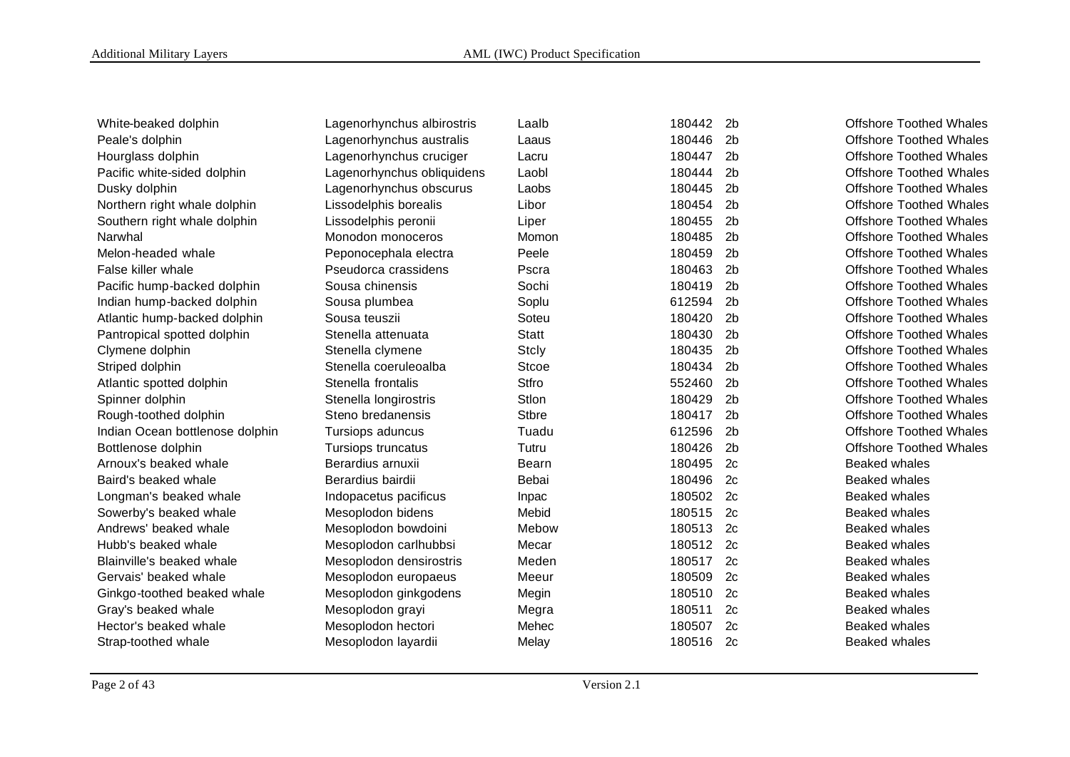| | | | | | |
|---|---|---|---|---|---|
| White-beaked dolphin | Lagenorhynchus albirostris | Laalb | 180442 | 2b | Offshore Toothed Whales |
| Peale's dolphin | Lagenorhynchus australis | Laaus | 180446 | 2b | Offshore Toothed Whales |
| Hourglass dolphin | Lagenorhynchus cruciger | Lacru | 180447 | 2b | Offshore Toothed Whales |
| Pacific white-sided dolphin | Lagenorhynchus obliquidens | Laobl | 180444 | 2b | Offshore Toothed Whales |
| Dusky dolphin | Lagenorhynchus obscurus | Laobs | 180445 | 2b | Offshore Toothed Whales |
| Northern right whale dolphin | Lissodelphis borealis | Libor | 180454 | 2b | Offshore Toothed Whales |
| Southern right whale dolphin | Lissodelphis peronii | Liper | 180455 | 2b | Offshore Toothed Whales |
| Narwhal | Monodon monoceros | Momon | 180485 | 2b | Offshore Toothed Whales |
| Melon-headed whale | Peponocephala electra | Peele | 180459 | 2b | Offshore Toothed Whales |
| False killer whale | Pseudorca crassidens | Pscra | 180463 | 2b | Offshore Toothed Whales |
| Pacific hump-backed dolphin | Sousa chinensis | Sochi | 180419 | 2b | Offshore Toothed Whales |
| Indian hump-backed dolphin | Sousa plumbea | Soplu | 612594 | 2b | Offshore Toothed Whales |
| Atlantic hump-backed dolphin | Sousa teuszii | Soteu | 180420 | 2b | Offshore Toothed Whales |
| Pantropical spotted dolphin | Stenella attenuata | Statt | 180430 | 2b | Offshore Toothed Whales |
| Clymene dolphin | Stenella clymene | Stcly | 180435 | 2b | Offshore Toothed Whales |
| Striped dolphin | Stenella coeruleoalba | Stcoe | 180434 | 2b | Offshore Toothed Whales |
| Atlantic spotted dolphin | Stenella frontalis | Stfro | 552460 | 2b | Offshore Toothed Whales |
| Spinner dolphin | Stenella longirostris | Stlon | 180429 | 2b | Offshore Toothed Whales |
| Rough-toothed dolphin | Steno bredanensis | Stbre | 180417 | 2b | Offshore Toothed Whales |
| Indian Ocean bottlenose dolphin | Tursiops aduncus | Tuadu | 612596 | 2b | Offshore Toothed Whales |
| Bottlenose dolphin | Tursiops truncatus | Tutru | 180426 | 2b | Offshore Toothed Whales |
| Arnoux's beaked whale | Berardius arnuxii | Bearn | 180495 | 2c | Beaked whales |
| Baird's beaked whale | Berardius bairdii | Bebai | 180496 | 2c | Beaked whales |
| Longman's beaked whale | Indopacetus pacificus | Inpac | 180502 | 2c | Beaked whales |
| Sowerby's beaked whale | Mesoplodon bidens | Mebid | 180515 | 2c | Beaked whales |
| Andrews' beaked whale | Mesoplodon bowdoini | Mebow | 180513 | 2c | Beaked whales |
| Hubb's beaked whale | Mesoplodon carlhubbsi | Mecar | 180512 | 2c | Beaked whales |
| Blainville's beaked whale | Mesoplodon densirostris | Meden | 180517 | 2c | Beaked whales |
| Gervais' beaked whale | Mesoplodon europaeus | Meeur | 180509 | 2c | Beaked whales |
| Ginkgo-toothed beaked whale | Mesoplodon ginkgodens | Megin | 180510 | 2c | Beaked whales |
| Gray's beaked whale | Mesoplodon grayi | Megra | 180511 | 2c | Beaked whales |
| Hector's beaked whale | Mesoplodon hectori | Mehec | 180507 | 2c | Beaked whales |
| Strap-toothed whale | Mesoplodon layardii | Melay | 180516 | 2c | Beaked whales |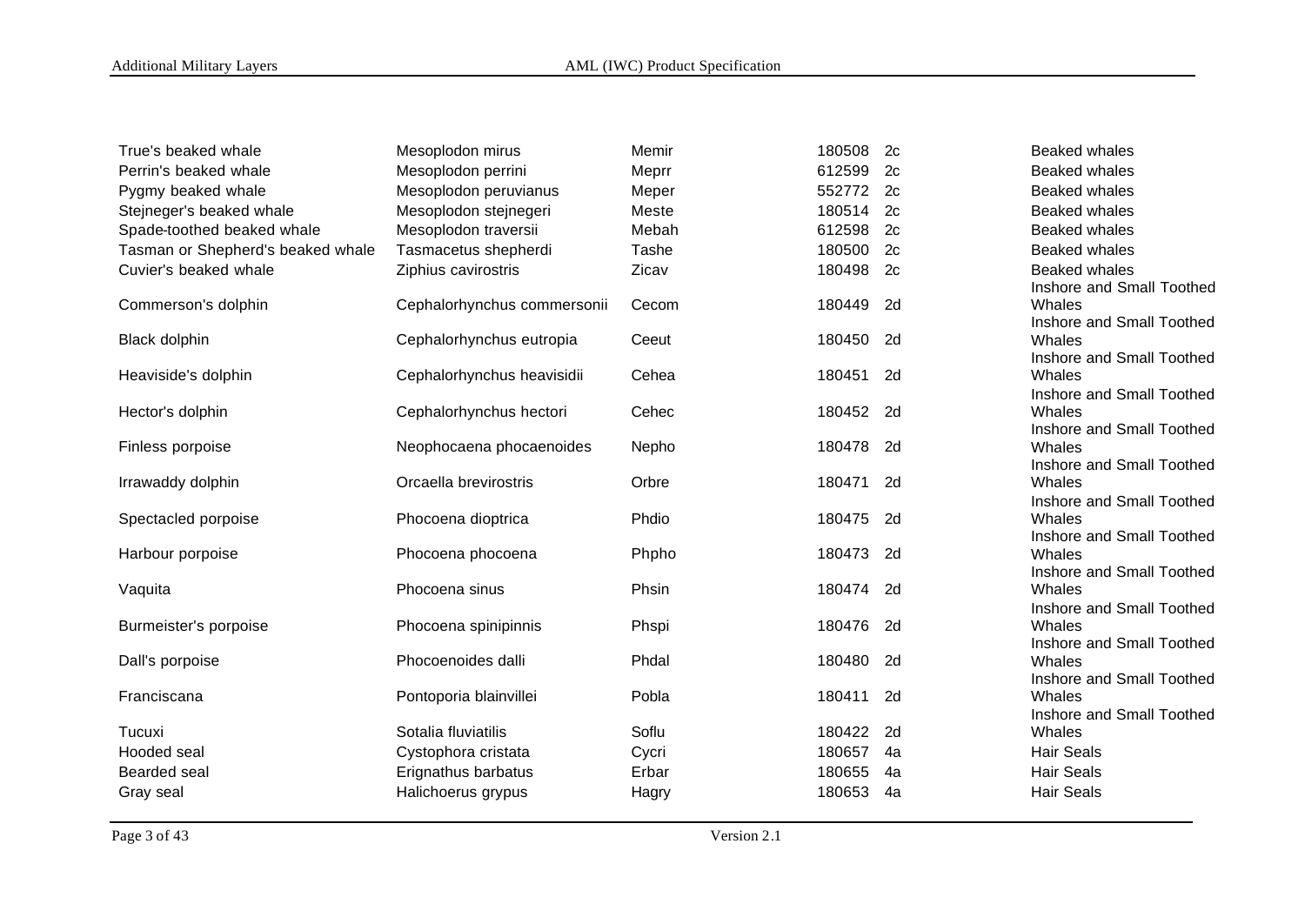| | | | | | |
|---|---|---|---|---|---|
| True's beaked whale | Mesoplodon mirus | Memir | 180508 | 2c | Beaked whales |
| Perrin's beaked whale | Mesoplodon perrini | Meprr | 612599 | 2c | Beaked whales |
| Pygmy beaked whale | Mesoplodon peruvianus | Meper | 552772 | 2c | Beaked whales |
| Stejneger's beaked whale | Mesoplodon stejnegeri | Meste | 180514 | 2c | Beaked whales |
| Spade-toothed beaked whale | Mesoplodon traversii | Mebah | 612598 | 2c | Beaked whales |
| Tasman or Shepherd's beaked whale | Tasmacetus shepherdi | Tashe | 180500 | 2c | Beaked whales |
| Cuvier's beaked whale | Ziphius cavirostris | Zicav | 180498 | 2c | Beaked whales |
| Commerson's dolphin | Cephalorhynchus commersonii | Cecom | 180449 | 2d | Inshore and Small Toothed Whales |
| Black dolphin | Cephalorhynchus eutropia | Ceeut | 180450 | 2d | Inshore and Small Toothed Whales |
| Heaviside's dolphin | Cephalorhynchus heavisidii | Cehea | 180451 | 2d | Inshore and Small Toothed Whales |
| Hector's dolphin | Cephalorhynchus hectori | Cehec | 180452 | 2d | Inshore and Small Toothed Whales |
| Finless porpoise | Neophocaena phocaenoides | Nepho | 180478 | 2d | Inshore and Small Toothed Whales |
| Irrawaddy dolphin | Orcaella brevirostris | Orbre | 180471 | 2d | Inshore and Small Toothed Whales |
| Spectacled porpoise | Phocoena dioptrica | Phdio | 180475 | 2d | Inshore and Small Toothed Whales |
| Harbour porpoise | Phocoena phocoena | Phpho | 180473 | 2d | Inshore and Small Toothed Whales |
| Vaquita | Phocoena sinus | Phsin | 180474 | 2d | Inshore and Small Toothed Whales |
| Burmeister's porpoise | Phocoena spinipinnis | Phspi | 180476 | 2d | Inshore and Small Toothed Whales |
| Dall's porpoise | Phocoenoides dalli | Phdal | 180480 | 2d | Inshore and Small Toothed Whales |
| Franciscana | Pontoporia blainvillei | Pobla | 180411 | 2d | Inshore and Small Toothed Whales |
| Tucuxi | Sotalia fluviatilis | Soflu | 180422 | 2d | Inshore and Small Toothed Whales |
| Hooded seal | Cystophora cristata | Cycri | 180657 | 4a | Hair Seals |
| Bearded seal | Erignathus barbatus | Erbar | 180655 | 4a | Hair Seals |
| Gray seal | Halichoerus grypus | Hagry | 180653 | 4a | Hair Seals |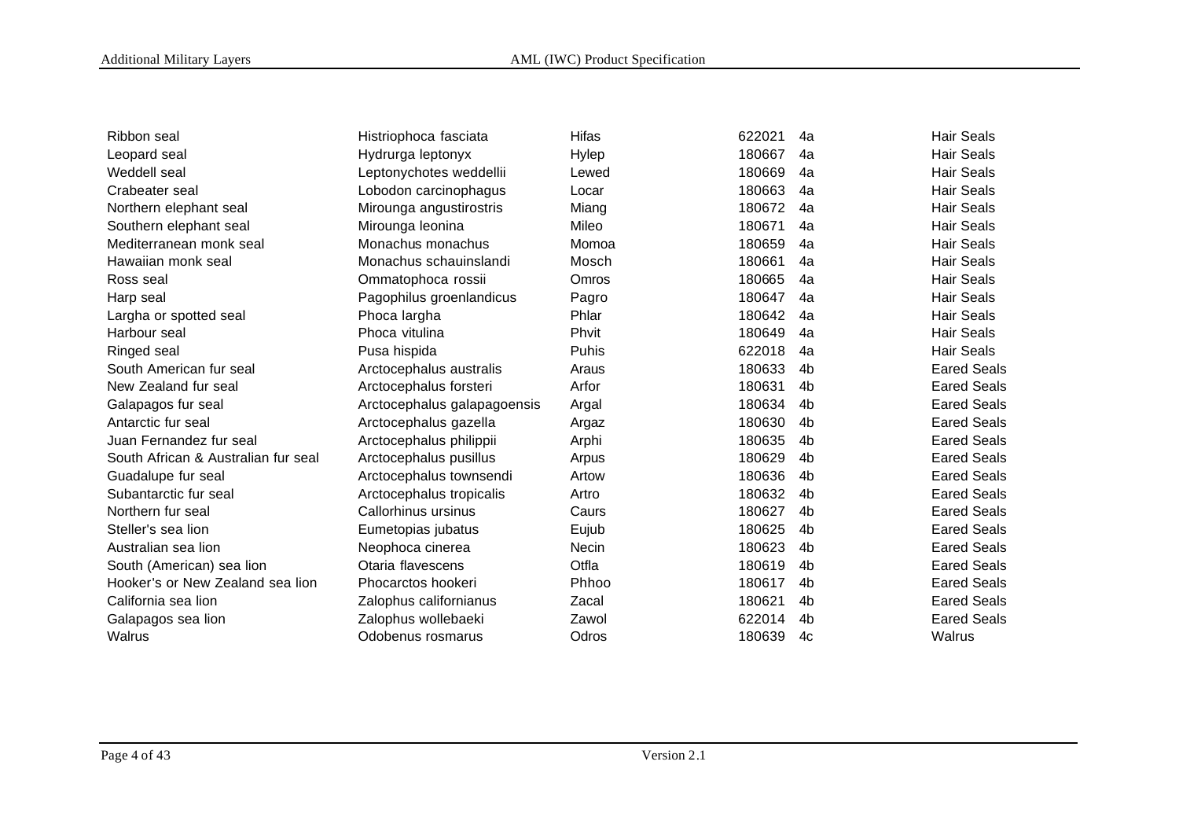| | | | | | |
|---|---|---|---|---|---|
| Ribbon seal | Histriophoca fasciata | Hifas | 622021 | 4a | Hair Seals |
| Leopard seal | Hydrurga leptonyx | Hylep | 180667 | 4a | Hair Seals |
| Weddell seal | Leptonychotes weddellii | Lewed | 180669 | 4a | Hair Seals |
| Crabeater seal | Lobodon carcinophagus | Locar | 180663 | 4a | Hair Seals |
| Northern elephant seal | Mirounga angustirostris | Miang | 180672 | 4a | Hair Seals |
| Southern elephant seal | Mirounga leonina | Mileo | 180671 | 4a | Hair Seals |
| Mediterranean monk seal | Monachus monachus | Momoa | 180659 | 4a | Hair Seals |
| Hawaiian monk seal | Monachus schauinslandi | Mosch | 180661 | 4a | Hair Seals |
| Ross seal | Ommatophoca rossii | Omros | 180665 | 4a | Hair Seals |
| Harp seal | Pagophilus groenlandicus | Pagro | 180647 | 4a | Hair Seals |
| Largha or spotted seal | Phoca largha | Phlar | 180642 | 4a | Hair Seals |
| Harbour seal | Phoca vitulina | Phvit | 180649 | 4a | Hair Seals |
| Ringed seal | Pusa hispida | Puhis | 622018 | 4a | Hair Seals |
| South American fur seal | Arctocephalus australis | Araus | 180633 | 4b | Eared Seals |
| New Zealand fur seal | Arctocephalus forsteri | Arfor | 180631 | 4b | Eared Seals |
| Galapagos fur seal | Arctocephalus galapagoensis | Argal | 180634 | 4b | Eared Seals |
| Antarctic fur seal | Arctocephalus gazella | Argaz | 180630 | 4b | Eared Seals |
| Juan Fernandez fur seal | Arctocephalus philippii | Arphi | 180635 | 4b | Eared Seals |
| South African & Australian fur seal | Arctocephalus pusillus | Arpus | 180629 | 4b | Eared Seals |
| Guadalupe fur seal | Arctocephalus townsendi | Artow | 180636 | 4b | Eared Seals |
| Subantarctic fur seal | Arctocephalus tropicalis | Artro | 180632 | 4b | Eared Seals |
| Northern fur seal | Callorhinus ursinus | Caurs | 180627 | 4b | Eared Seals |
| Steller's sea lion | Eumetopias jubatus | Eujub | 180625 | 4b | Eared Seals |
| Australian sea lion | Neophoca cinerea | Necin | 180623 | 4b | Eared Seals |
| South (American) sea lion | Otaria flavescens | Otfla | 180619 | 4b | Eared Seals |
| Hooker's or New Zealand sea lion | Phocarctos hookeri | Phhoo | 180617 | 4b | Eared Seals |
| California sea lion | Zalophus californianus | Zacal | 180621 | 4b | Eared Seals |
| Galapagos sea lion | Zalophus wollebaeki | Zawol | 622014 | 4b | Eared Seals |
| Walrus | Odobenus rosmarus | Odros | 180639 | 4c | Walrus |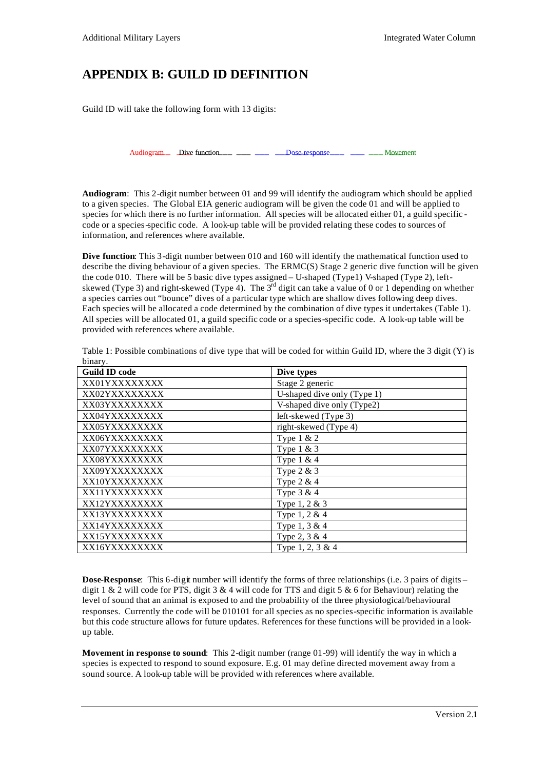# APPENDIX B: GUILD ID DEFINITION

Guild ID will take the following form with 13 digits:

Audiogram\_\_ Dive function\_\_\_ \_\_\_ \_\_\_ \_\_\_Dose-response\_\_\_ \_\_\_ \_\_\_ Movement

**Audiogram**: This 2-digit number between 01 and 99 will identify the audiogram which should be applied to a given species. The Global EIA generic audiogram will be given the code 01 and will be applied to species for which there is no further information. All species will be allocated either 01, a guild specific-code or a species-specific code. A look-up table will be provided relating these codes to sources of information, and references where available.

**Dive function**: This 3-digit number between 010 and 160 will identify the mathematical function used to describe the diving behaviour of a given species. The ERMC(S) Stage 2 generic dive function will be given the code 010. There will be 5 basic dive types assigned – U-shaped (Type1) V-shaped (Type 2), left-skewed (Type 3) and right-skewed (Type 4). The 3rd digit can take a value of 0 or 1 depending on whether a species carries out "bounce" dives of a particular type which are shallow dives following deep dives. Each species will be allocated a code determined by the combination of dive types it undertakes (Table 1). All species will be allocated 01, a guild specific code or a species-specific code. A look-up table will be provided with references where available.

Table 1: Possible combinations of dive type that will be coded for within Guild ID, where the 3 digit (Y) is binary.

| Guild ID code | Dive types |
|---|---|
| XX01YXXXXXXXX | Stage 2 generic |
| XX02YXXXXXXXX | U-shaped dive only (Type 1) |
| XX03YXXXXXXXX | V-shaped dive only (Type2) |
| XX04YXXXXXXXX | left-skewed (Type 3) |
| XX05YXXXXXXXX | right-skewed (Type 4) |
| XX06YXXXXXXXX | Type 1 & 2 |
| XX07YXXXXXXXX | Type 1 & 3 |
| XX08YXXXXXXXX | Type 1 & 4 |
| XX09YXXXXXXXX | Type 2 & 3 |
| XX10YXXXXXXXX | Type 2 & 4 |
| XX11YXXXXXXXX | Type 3 & 4 |
| XX12YXXXXXXXX | Type 1, 2 & 3 |
| XX13YXXXXXXXX | Type 1, 2 & 4 |
| XX14YXXXXXXXX | Type 1, 3 & 4 |
| XX15YXXXXXXXX | Type 2, 3 & 4 |
| XX16YXXXXXXXX | Type 1, 2, 3 & 4 |

**Dose-Response**: This 6-digit number will identify the forms of three relationships (i.e. 3 pairs of digits – digit 1 & 2 will code for PTS, digit 3 & 4 will code for TTS and digit 5 & 6 for Behaviour) relating the level of sound that an animal is exposed to and the probability of the three physiological/behavioural responses. Currently the code will be 010101 for all species as no species-specific information is available but this code structure allows for future updates. References for these functions will be provided in a look-up table.

**Movement in response to sound**: This 2-digit number (range 01-99) will identify the way in which a species is expected to respond to sound exposure. E.g. 01 may define directed movement away from a sound source. A look-up table will be provided with references where available.